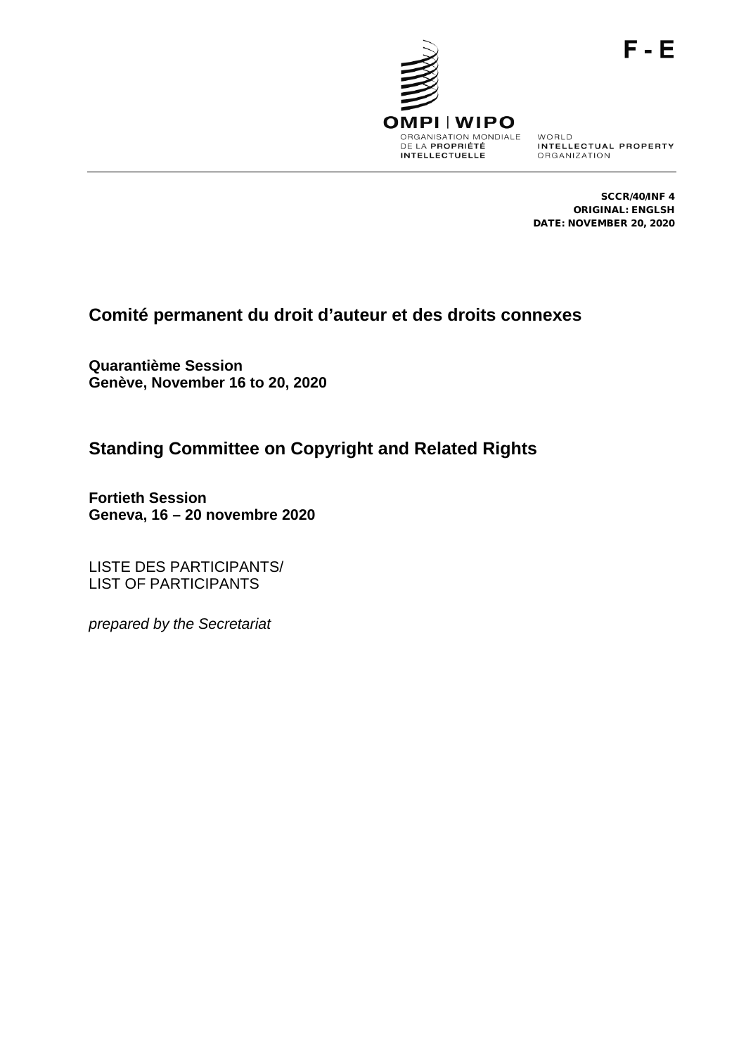F - E

OMPI | WIPO

ORGANISATION MONDIALE DE LA PROPRIÉTÉ INTELLECTUELLE

WORLD INTELLECTUAL PROPERTY ORGANIZATION

**SCCR/40/INF 4**
**ORIGINAL: ENGLSH**
**DATE: NOVEMBER 20, 2020**

## Comité permanent du droit d'auteur et des droits connexes

**Quarantième Session**
**Genève, November 16 to 20, 2020**

## Standing Committee on Copyright and Related Rights

**Fortieth Session**
**Geneva, 16 – 20 novembre 2020**

LISTE DES PARTICIPANTS/
LIST OF PARTICIPANTS

*prepared by the Secretariat*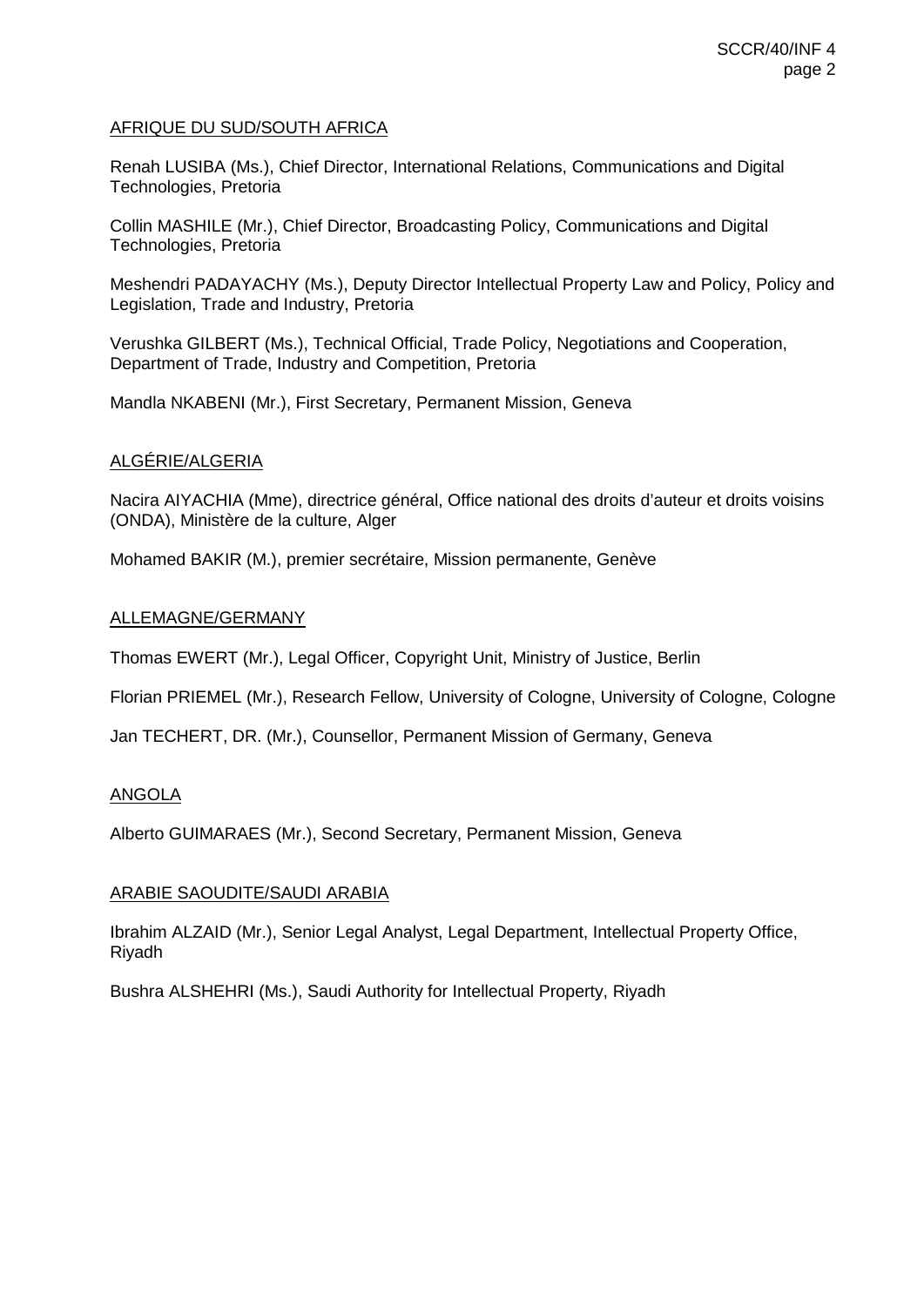AFRIQUE DU SUD/SOUTH AFRICA

Renah LUSIBA (Ms.), Chief Director, International Relations, Communications and Digital Technologies, Pretoria

Collin MASHILE (Mr.), Chief Director, Broadcasting Policy, Communications and Digital Technologies, Pretoria

Meshendri PADAYACHY (Ms.), Deputy Director Intellectual Property Law and Policy, Policy and Legislation, Trade and Industry, Pretoria

Verushka GILBERT (Ms.), Technical Official, Trade Policy, Negotiations and Cooperation, Department of Trade, Industry and Competition, Pretoria

Mandla NKABENI (Mr.), First Secretary, Permanent Mission, Geneva

ALGÉRIE/ALGERIA

Nacira AIYACHIA (Mme), directrice général, Office national des droits d'auteur et droits voisins (ONDA), Ministère de la culture, Alger

Mohamed BAKIR (M.), premier secrétaire, Mission permanente, Genève

ALLEMAGNE/GERMANY

Thomas EWERT (Mr.), Legal Officer, Copyright Unit, Ministry of Justice, Berlin

Florian PRIEMEL (Mr.), Research Fellow, University of Cologne, University of Cologne, Cologne

Jan TECHERT, DR. (Mr.), Counsellor, Permanent Mission of Germany, Geneva

ANGOLA

Alberto GUIMARAES (Mr.), Second Secretary, Permanent Mission, Geneva

ARABIE SAOUDITE/SAUDI ARABIA

Ibrahim ALZAID (Mr.), Senior Legal Analyst, Legal Department, Intellectual Property Office, Riyadh

Bushra ALSHEHRI (Ms.), Saudi Authority for Intellectual Property, Riyadh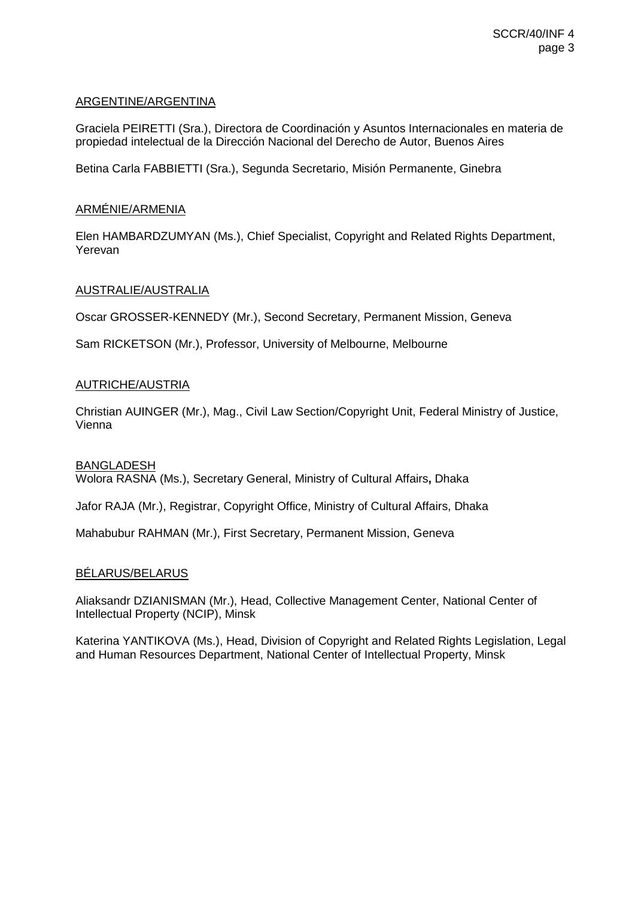ARGENTINE/ARGENTINA

Graciela PEIRETTI (Sra.), Directora de Coordinación y Asuntos Internacionales en materia de propiedad intelectual de la Dirección Nacional del Derecho de Autor, Buenos Aires

Betina Carla FABBIETTI (Sra.), Segunda Secretario, Misión Permanente, Ginebra

ARMÉNIE/ARMENIA

Elen HAMBARDZUMYAN (Ms.), Chief Specialist, Copyright and Related Rights Department, Yerevan

AUSTRALIE/AUSTRALIA

Oscar GROSSER-KENNEDY (Mr.), Second Secretary, Permanent Mission, Geneva

Sam RICKETSON (Mr.), Professor, University of Melbourne, Melbourne

AUTRICHE/AUSTRIA

Christian AUINGER (Mr.), Mag., Civil Law Section/Copyright Unit, Federal Ministry of Justice, Vienna

BANGLADESH

Wolora RASNA (Ms.), Secretary General, Ministry of Cultural Affairs**,** Dhaka

Jafor RAJA (Mr.), Registrar, Copyright Office, Ministry of Cultural Affairs, Dhaka

Mahabubur RAHMAN (Mr.), First Secretary, Permanent Mission, Geneva

BÉLARUS/BELARUS

Aliaksandr DZIANISMAN (Mr.), Head, Collective Management Center, National Center of Intellectual Property (NCIP), Minsk

Katerina YANTIKOVA (Ms.), Head, Division of Copyright and Related Rights Legislation, Legal and Human Resources Department, National Center of Intellectual Property, Minsk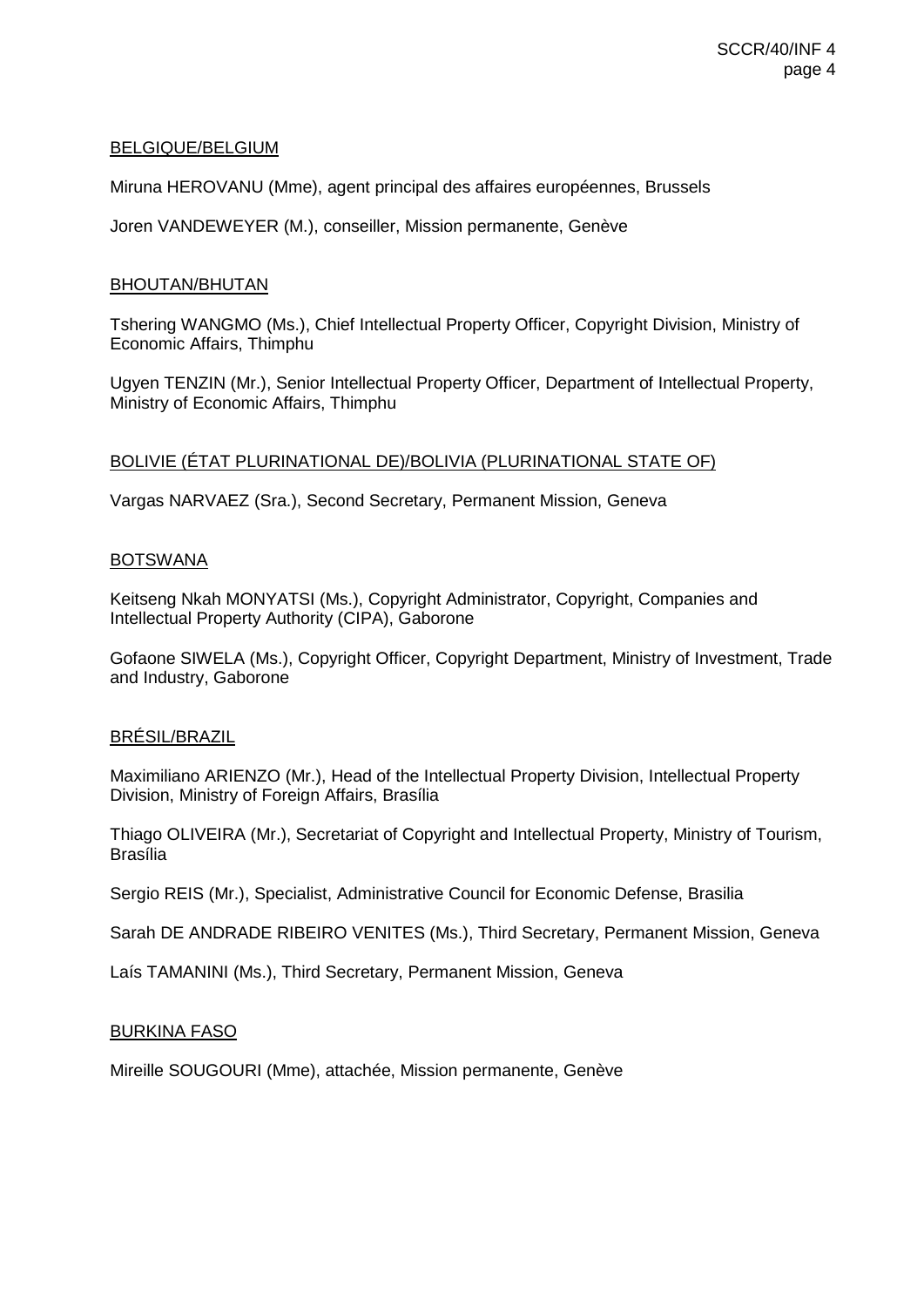BELGIQUE/BELGIUM

Miruna HEROVANU (Mme), agent principal des affaires européennes, Brussels

Joren VANDEWEYER (M.), conseiller, Mission permanente, Genève

BHOUTAN/BHUTAN

Tshering WANGMO (Ms.), Chief Intellectual Property Officer, Copyright Division, Ministry of Economic Affairs, Thimphu

Ugyen TENZIN (Mr.), Senior Intellectual Property Officer, Department of Intellectual Property, Ministry of Economic Affairs, Thimphu

BOLIVIE (ÉTAT PLURINATIONAL DE)/BOLIVIA (PLURINATIONAL STATE OF)

Vargas NARVAEZ (Sra.), Second Secretary, Permanent Mission, Geneva

BOTSWANA

Keitseng Nkah MONYATSI (Ms.), Copyright Administrator, Copyright, Companies and Intellectual Property Authority (CIPA), Gaborone

Gofaone SIWELA (Ms.), Copyright Officer, Copyright Department, Ministry of Investment, Trade and Industry, Gaborone

BRÉSIL/BRAZIL

Maximiliano ARIENZO (Mr.), Head of the Intellectual Property Division, Intellectual Property Division, Ministry of Foreign Affairs, Brasília

Thiago OLIVEIRA (Mr.), Secretariat of Copyright and Intellectual Property, Ministry of Tourism, Brasília

Sergio REIS (Mr.), Specialist, Administrative Council for Economic Defense, Brasilia

Sarah DE ANDRADE RIBEIRO VENITES (Ms.), Third Secretary, Permanent Mission, Geneva

Laís TAMANINI (Ms.), Third Secretary, Permanent Mission, Geneva

BURKINA FASO

Mireille SOUGOURI (Mme), attachée, Mission permanente, Genève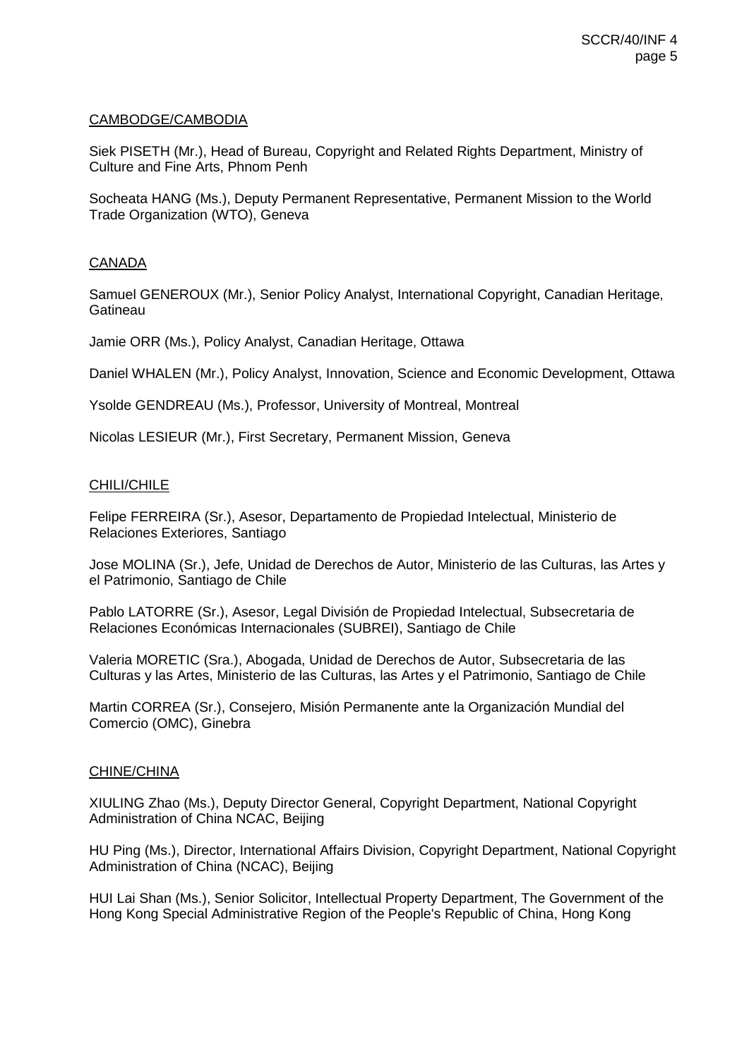<u>CAMBODGE/CAMBODIA</u>

Siek PISETH (Mr.), Head of Bureau, Copyright and Related Rights Department, Ministry of Culture and Fine Arts, Phnom Penh

Socheata HANG (Ms.), Deputy Permanent Representative, Permanent Mission to the World Trade Organization (WTO), Geneva

<u>CANADA</u>

Samuel GENEROUX (Mr.), Senior Policy Analyst, International Copyright, Canadian Heritage, Gatineau

Jamie ORR (Ms.), Policy Analyst, Canadian Heritage, Ottawa

Daniel WHALEN (Mr.), Policy Analyst, Innovation, Science and Economic Development, Ottawa

Ysolde GENDREAU (Ms.), Professor, University of Montreal, Montreal

Nicolas LESIEUR (Mr.), First Secretary, Permanent Mission, Geneva

<u>CHILI/CHILE</u>

Felipe FERREIRA (Sr.), Asesor, Departamento de Propiedad Intelectual, Ministerio de Relaciones Exteriores, Santiago

Jose MOLINA (Sr.), Jefe, Unidad de Derechos de Autor, Ministerio de las Culturas, las Artes y el Patrimonio, Santiago de Chile

Pablo LATORRE (Sr.), Asesor, Legal División de Propiedad Intelectual, Subsecretaria de Relaciones Económicas Internacionales (SUBREI), Santiago de Chile

Valeria MORETIC (Sra.), Abogada, Unidad de Derechos de Autor, Subsecretaria de las Culturas y las Artes, Ministerio de las Culturas, las Artes y el Patrimonio, Santiago de Chile

Martin CORREA (Sr.), Consejero, Misión Permanente ante la Organización Mundial del Comercio (OMC), Ginebra

<u>CHINE/CHINA</u>

XIULING Zhao (Ms.), Deputy Director General, Copyright Department, National Copyright Administration of China NCAC, Beijing

HU Ping (Ms.), Director, International Affairs Division, Copyright Department, National Copyright Administration of China (NCAC), Beijing

HUI Lai Shan (Ms.), Senior Solicitor, Intellectual Property Department, The Government of the Hong Kong Special Administrative Region of the People's Republic of China, Hong Kong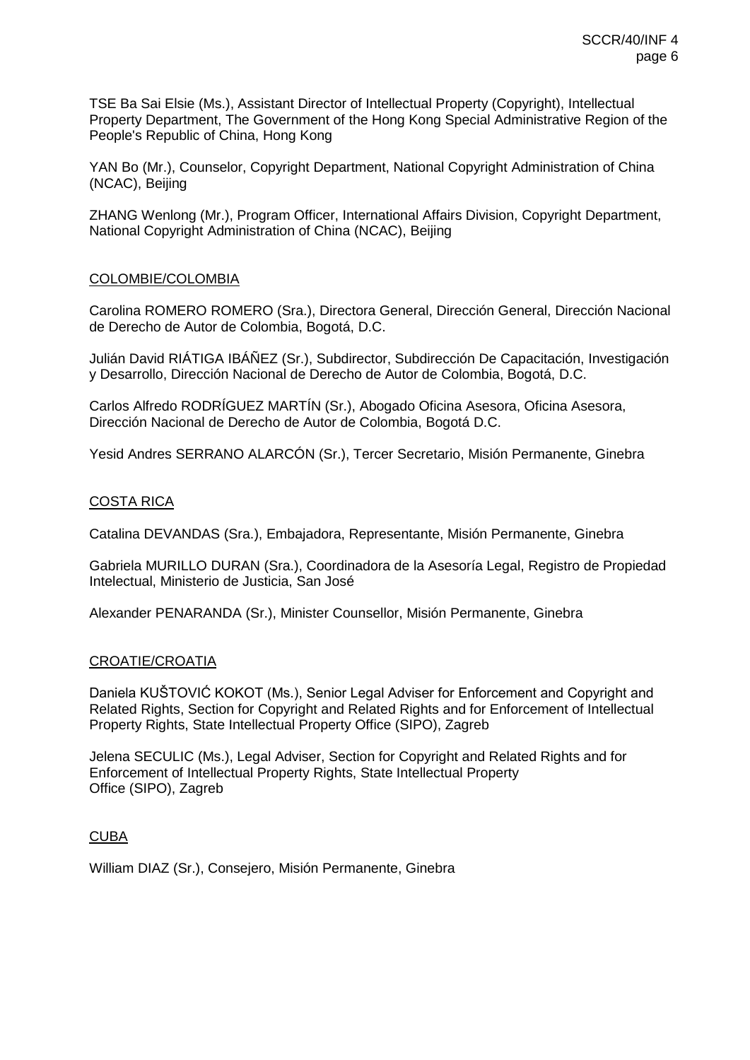TSE Ba Sai Elsie (Ms.), Assistant Director of Intellectual Property (Copyright), Intellectual Property Department, The Government of the Hong Kong Special Administrative Region of the People's Republic of China, Hong Kong

YAN Bo (Mr.), Counselor, Copyright Department, National Copyright Administration of China (NCAC), Beijing

ZHANG Wenlong (Mr.), Program Officer, International Affairs Division, Copyright Department, National Copyright Administration of China (NCAC), Beijing

COLOMBIE/COLOMBIA

Carolina ROMERO ROMERO (Sra.), Directora General, Dirección General, Dirección Nacional de Derecho de Autor de Colombia, Bogotá, D.C.

Julián David RIÁTIGA IBÁÑEZ (Sr.), Subdirector, Subdirección De Capacitación, Investigación y Desarrollo, Dirección Nacional de Derecho de Autor de Colombia, Bogotá, D.C.

Carlos Alfredo RODRÍGUEZ MARTÍN (Sr.), Abogado Oficina Asesora, Oficina Asesora, Dirección Nacional de Derecho de Autor de Colombia, Bogotá D.C.

Yesid Andres SERRANO ALARCÓN (Sr.), Tercer Secretario, Misión Permanente, Ginebra

COSTA RICA

Catalina DEVANDAS (Sra.), Embajadora, Representante, Misión Permanente, Ginebra

Gabriela MURILLO DURAN (Sra.), Coordinadora de la Asesoría Legal, Registro de Propiedad Intelectual, Ministerio de Justicia, San José

Alexander PENARANDA (Sr.), Minister Counsellor, Misión Permanente, Ginebra

CROATIE/CROATIA

Daniela KUŠTOVIĆ KOKOT (Ms.), Senior Legal Adviser for Enforcement and Copyright and Related Rights, Section for Copyright and Related Rights and for Enforcement of Intellectual Property Rights, State Intellectual Property Office (SIPO), Zagreb

Jelena SECULIC (Ms.), Legal Adviser, Section for Copyright and Related Rights and for Enforcement of Intellectual Property Rights, State Intellectual Property Office (SIPO), Zagreb

CUBA

William DIAZ (Sr.), Consejero, Misión Permanente, Ginebra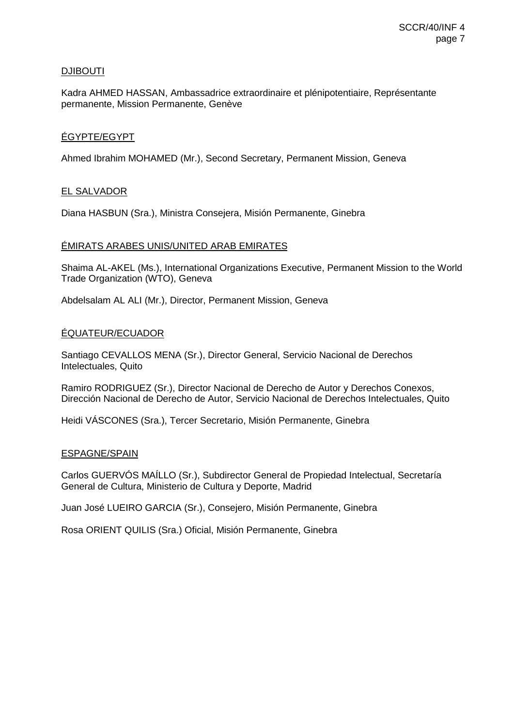DJIBOUTI

Kadra AHMED HASSAN, Ambassadrice extraordinaire et plénipotentiaire, Représentante permanente, Mission Permanente, Genève

ÉGYPTE/EGYPT

Ahmed Ibrahim MOHAMED (Mr.), Second Secretary, Permanent Mission, Geneva

EL SALVADOR

Diana HASBUN (Sra.), Ministra Consejera, Misión Permanente, Ginebra

ÉMIRATS ARABES UNIS/UNITED ARAB EMIRATES

Shaima AL-AKEL (Ms.), International Organizations Executive, Permanent Mission to the World Trade Organization (WTO), Geneva

Abdelsalam AL ALI (Mr.), Director, Permanent Mission, Geneva

ÉQUATEUR/ECUADOR

Santiago CEVALLOS MENA (Sr.), Director General, Servicio Nacional de Derechos Intelectuales, Quito

Ramiro RODRIGUEZ (Sr.), Director Nacional de Derecho de Autor y Derechos Conexos, Dirección Nacional de Derecho de Autor, Servicio Nacional de Derechos Intelectuales, Quito

Heidi VÁSCONES (Sra.), Tercer Secretario, Misión Permanente, Ginebra

ESPAGNE/SPAIN

Carlos GUERVÓS MAÍLLO (Sr.), Subdirector General de Propiedad Intelectual, Secretaría General de Cultura, Ministerio de Cultura y Deporte, Madrid

Juan José LUEIRO GARCIA (Sr.), Consejero, Misión Permanente, Ginebra

Rosa ORIENT QUILIS (Sra.) Oficial, Misión Permanente, Ginebra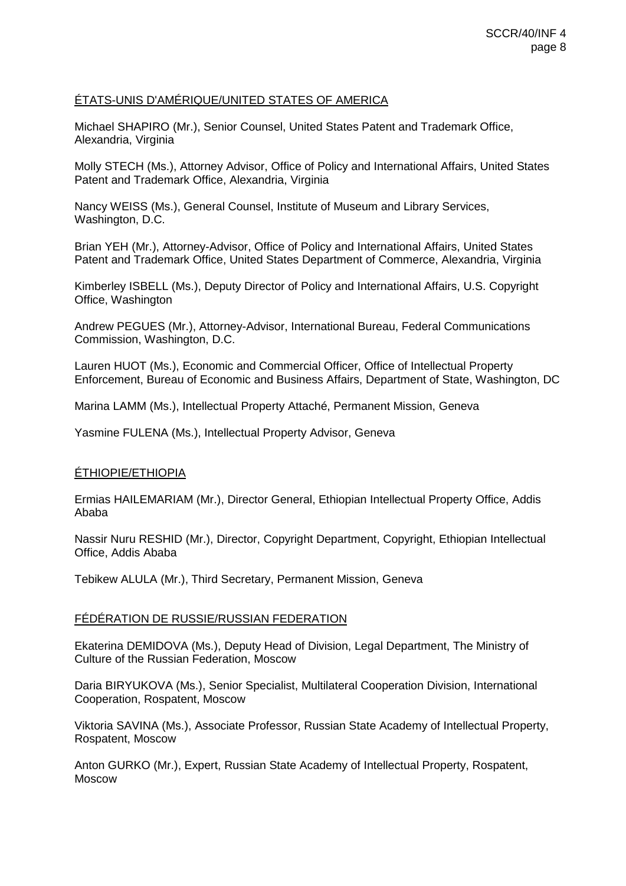ÉTATS-UNIS D'AMÉRIQUE/UNITED STATES OF AMERICA

Michael SHAPIRO (Mr.), Senior Counsel, United States Patent and Trademark Office, Alexandria, Virginia

Molly STECH (Ms.), Attorney Advisor, Office of Policy and International Affairs, United States Patent and Trademark Office, Alexandria, Virginia

Nancy WEISS (Ms.), General Counsel, Institute of Museum and Library Services, Washington, D.C.

Brian YEH (Mr.), Attorney-Advisor, Office of Policy and International Affairs, United States Patent and Trademark Office, United States Department of Commerce, Alexandria, Virginia

Kimberley ISBELL (Ms.), Deputy Director of Policy and International Affairs, U.S. Copyright Office, Washington

Andrew PEGUES (Mr.), Attorney-Advisor, International Bureau, Federal Communications Commission, Washington, D.C.

Lauren HUOT (Ms.), Economic and Commercial Officer, Office of Intellectual Property Enforcement, Bureau of Economic and Business Affairs, Department of State, Washington, DC

Marina LAMM (Ms.), Intellectual Property Attaché, Permanent Mission, Geneva

Yasmine FULENA (Ms.), Intellectual Property Advisor, Geneva

ÉTHIOPIE/ETHIOPIA

Ermias HAILEMARIAM (Mr.), Director General, Ethiopian Intellectual Property Office, Addis Ababa

Nassir Nuru RESHID (Mr.), Director, Copyright Department, Copyright, Ethiopian Intellectual Office, Addis Ababa

Tebikew ALULA (Mr.), Third Secretary, Permanent Mission, Geneva

FÉDÉRATION DE RUSSIE/RUSSIAN FEDERATION

Ekaterina DEMIDOVA (Ms.), Deputy Head of Division, Legal Department, The Ministry of Culture of the Russian Federation, Moscow

Daria BIRYUKOVA (Ms.), Senior Specialist, Multilateral Cooperation Division, International Cooperation, Rospatent, Moscow

Viktoria SAVINA (Ms.), Associate Professor, Russian State Academy of Intellectual Property, Rospatent, Moscow

Anton GURKO (Mr.), Expert, Russian State Academy of Intellectual Property, Rospatent, Moscow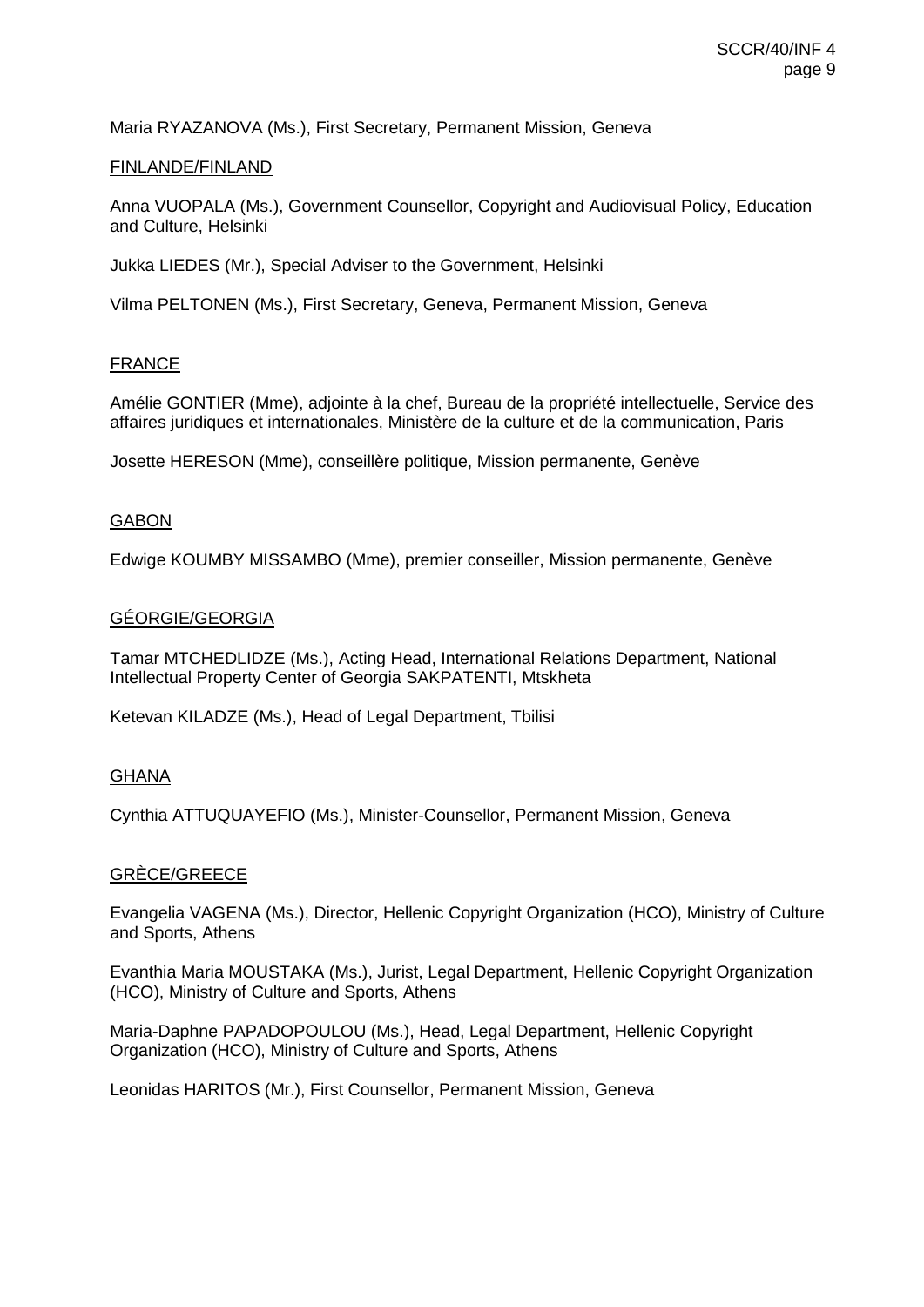Maria RYAZANOVA (Ms.), First Secretary, Permanent Mission, Geneva

FINLANDE/FINLAND

Anna VUOPALA (Ms.), Government Counsellor, Copyright and Audiovisual Policy, Education and Culture, Helsinki

Jukka LIEDES (Mr.), Special Adviser to the Government, Helsinki

Vilma PELTONEN (Ms.), First Secretary, Geneva, Permanent Mission, Geneva

FRANCE

Amélie GONTIER (Mme), adjointe à la chef, Bureau de la propriété intellectuelle, Service des affaires juridiques et internationales, Ministère de la culture et de la communication, Paris

Josette HERESON (Mme), conseillère politique, Mission permanente, Genève

GABON

Edwige KOUMBY MISSAMBO (Mme), premier conseiller, Mission permanente, Genève

GÉORGIE/GEORGIA

Tamar MTCHEDLIDZE (Ms.), Acting Head, International Relations Department, National Intellectual Property Center of Georgia SAKPATENTI, Mtskheta

Ketevan KILADZE (Ms.), Head of Legal Department, Tbilisi

GHANA

Cynthia ATTUQUAYEFIO (Ms.), Minister-Counsellor, Permanent Mission, Geneva

GRÈCE/GREECE

Evangelia VAGENA (Ms.), Director, Hellenic Copyright Organization (HCO), Ministry of Culture and Sports, Athens

Evanthia Maria MOUSTAKA (Ms.), Jurist, Legal Department, Hellenic Copyright Organization (HCO), Ministry of Culture and Sports, Athens

Maria-Daphne PAPADOPOULOU (Ms.), Head, Legal Department, Hellenic Copyright Organization (HCO), Ministry of Culture and Sports, Athens

Leonidas HARITOS (Mr.), First Counsellor, Permanent Mission, Geneva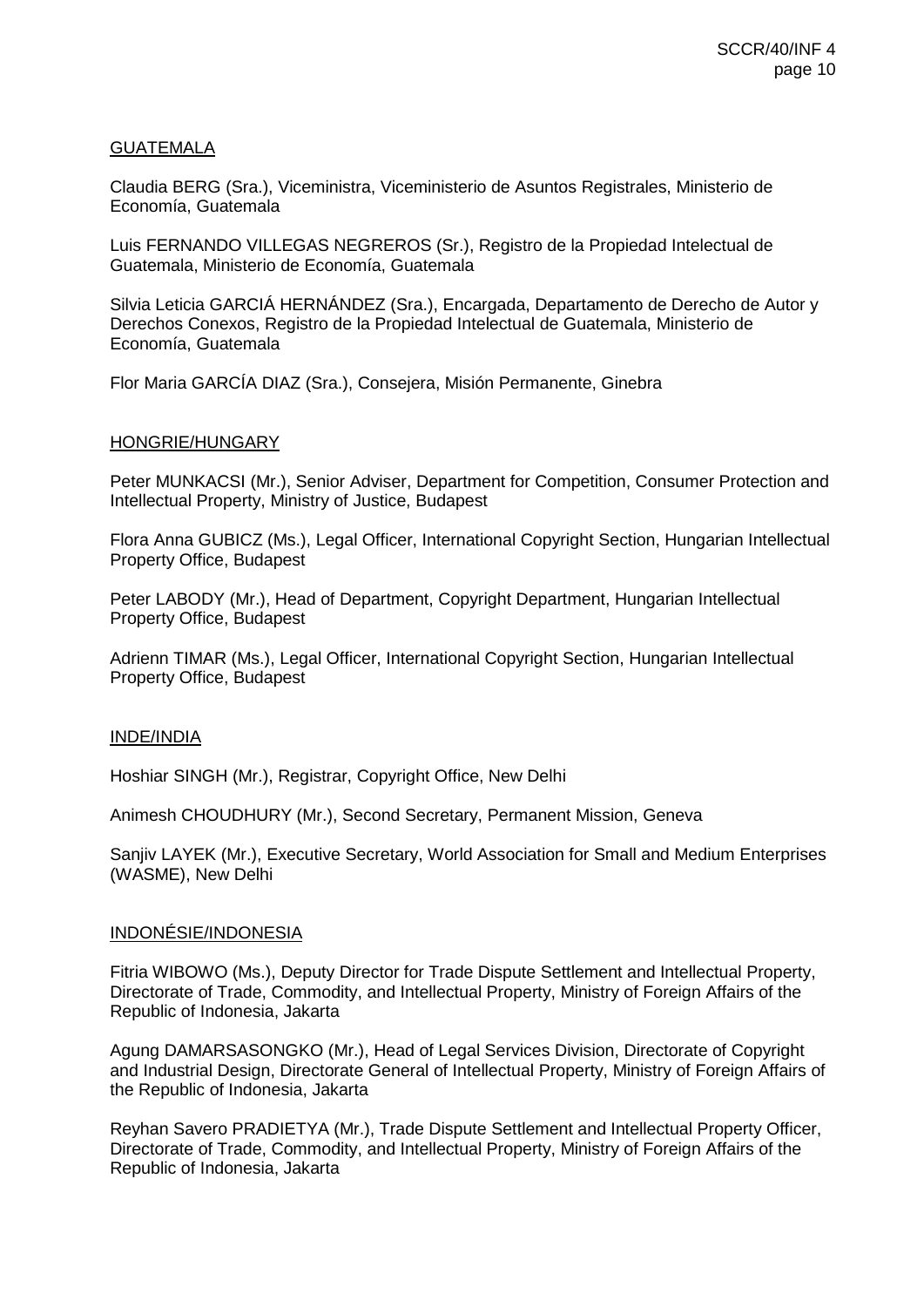GUATEMALA

Claudia BERG (Sra.), Viceministra, Viceministerio de Asuntos Registrales, Ministerio de Economía, Guatemala

Luis FERNANDO VILLEGAS NEGREROS (Sr.), Registro de la Propiedad Intelectual de Guatemala, Ministerio de Economía, Guatemala

Silvia Leticia GARCIÁ HERNÁNDEZ (Sra.), Encargada, Departamento de Derecho de Autor y Derechos Conexos, Registro de la Propiedad Intelectual de Guatemala, Ministerio de Economía, Guatemala

Flor Maria GARCÍA DIAZ (Sra.), Consejera, Misión Permanente, Ginebra

HONGRIE/HUNGARY

Peter MUNKACSI (Mr.), Senior Adviser, Department for Competition, Consumer Protection and Intellectual Property, Ministry of Justice, Budapest

Flora Anna GUBICZ (Ms.), Legal Officer, International Copyright Section, Hungarian Intellectual Property Office, Budapest

Peter LABODY (Mr.), Head of Department, Copyright Department, Hungarian Intellectual Property Office, Budapest

Adrienn TIMAR (Ms.), Legal Officer, International Copyright Section, Hungarian Intellectual Property Office, Budapest

INDE/INDIA

Hoshiar SINGH (Mr.), Registrar, Copyright Office, New Delhi

Animesh CHOUDHURY (Mr.), Second Secretary, Permanent Mission, Geneva

Sanjiv LAYEK (Mr.), Executive Secretary, World Association for Small and Medium Enterprises (WASME), New Delhi

INDONÉSIE/INDONESIA

Fitria WIBOWO (Ms.), Deputy Director for Trade Dispute Settlement and Intellectual Property, Directorate of Trade, Commodity, and Intellectual Property, Ministry of Foreign Affairs of the Republic of Indonesia, Jakarta

Agung DAMARSASONGKO (Mr.), Head of Legal Services Division, Directorate of Copyright and Industrial Design, Directorate General of Intellectual Property, Ministry of Foreign Affairs of the Republic of Indonesia, Jakarta

Reyhan Savero PRADIETYA (Mr.), Trade Dispute Settlement and Intellectual Property Officer, Directorate of Trade, Commodity, and Intellectual Property, Ministry of Foreign Affairs of the Republic of Indonesia, Jakarta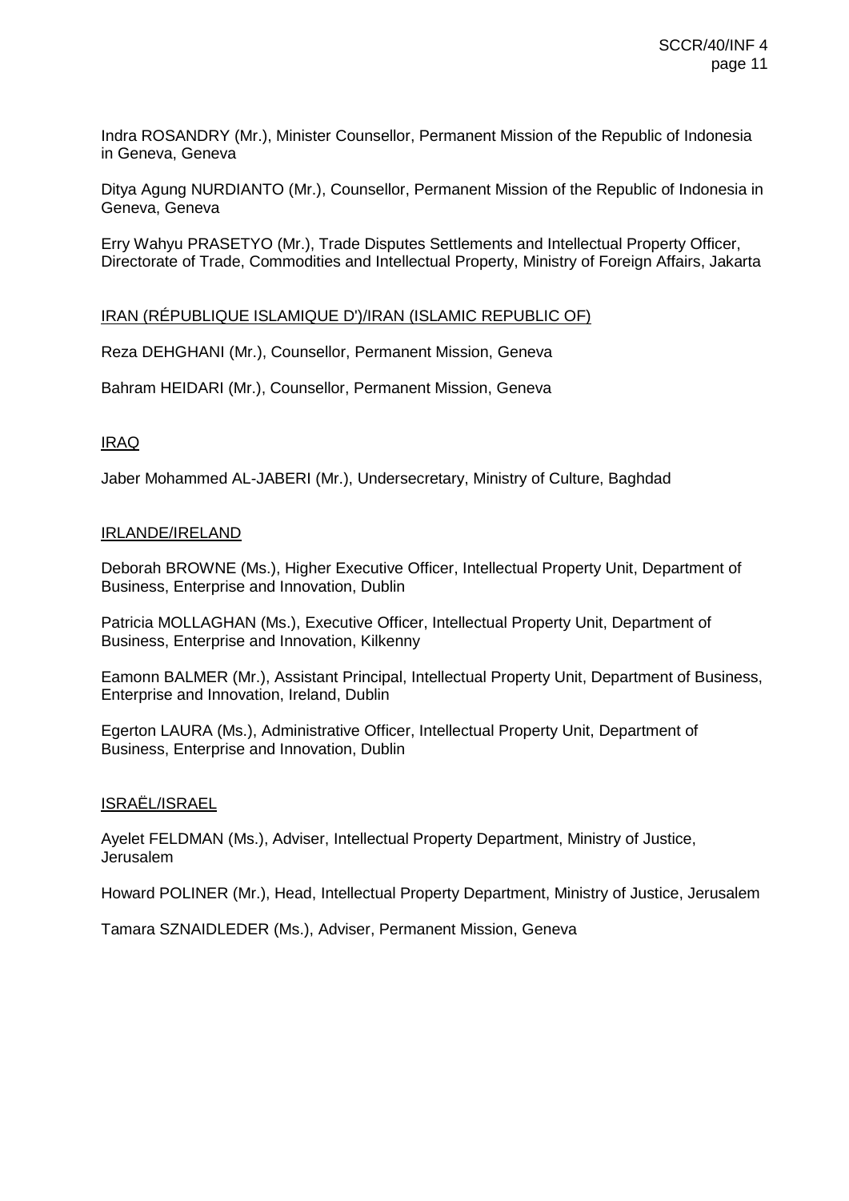Indra ROSANDRY (Mr.), Minister Counsellor, Permanent Mission of the Republic of Indonesia in Geneva, Geneva

Ditya Agung NURDIANTO (Mr.), Counsellor, Permanent Mission of the Republic of Indonesia in Geneva, Geneva

Erry Wahyu PRASETYO (Mr.), Trade Disputes Settlements and Intellectual Property Officer, Directorate of Trade, Commodities and Intellectual Property, Ministry of Foreign Affairs, Jakarta

IRAN (RÉPUBLIQUE ISLAMIQUE D')/IRAN (ISLAMIC REPUBLIC OF)

Reza DEHGHANI (Mr.), Counsellor, Permanent Mission, Geneva

Bahram HEIDARI (Mr.), Counsellor, Permanent Mission, Geneva

IRAQ

Jaber Mohammed AL-JABERI (Mr.), Undersecretary, Ministry of Culture, Baghdad

IRLANDE/IRELAND

Deborah BROWNE (Ms.), Higher Executive Officer, Intellectual Property Unit, Department of Business, Enterprise and Innovation, Dublin

Patricia MOLLAGHAN (Ms.), Executive Officer, Intellectual Property Unit, Department of Business, Enterprise and Innovation, Kilkenny

Eamonn BALMER (Mr.), Assistant Principal, Intellectual Property Unit, Department of Business, Enterprise and Innovation, Ireland, Dublin

Egerton LAURA (Ms.), Administrative Officer, Intellectual Property Unit, Department of Business, Enterprise and Innovation, Dublin

ISRAËL/ISRAEL

Ayelet FELDMAN (Ms.), Adviser, Intellectual Property Department, Ministry of Justice, Jerusalem

Howard POLINER (Mr.), Head, Intellectual Property Department, Ministry of Justice, Jerusalem

Tamara SZNAIDLEDER (Ms.), Adviser, Permanent Mission, Geneva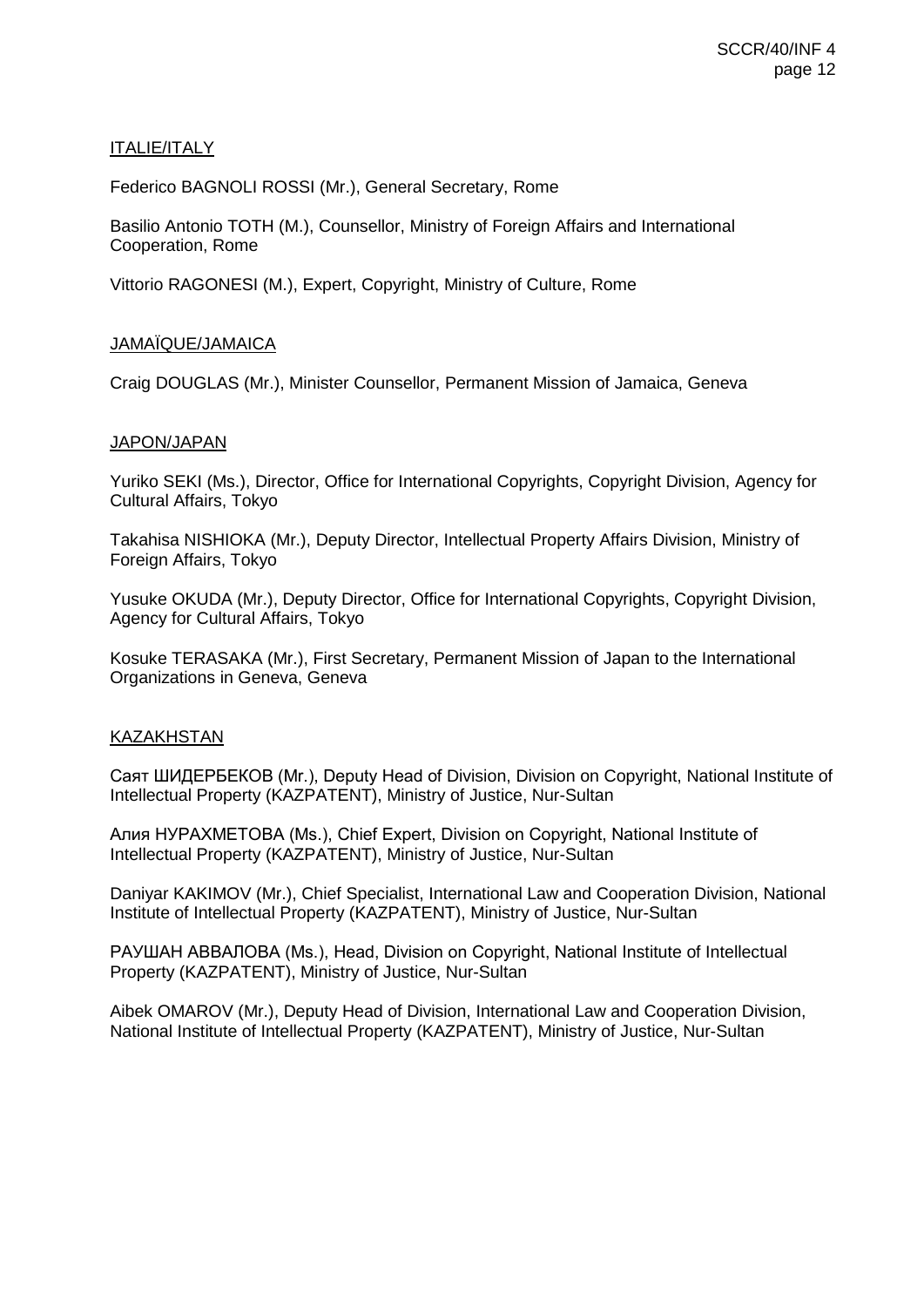<u>ITALIE/ITALY</u>

Federico BAGNOLI ROSSI (Mr.), General Secretary, Rome

Basilio Antonio TOTH (M.), Counsellor, Ministry of Foreign Affairs and International Cooperation, Rome

Vittorio RAGONESI (M.), Expert, Copyright, Ministry of Culture, Rome

<u>JAMAÏQUE/JAMAICA</u>

Craig DOUGLAS (Mr.), Minister Counsellor, Permanent Mission of Jamaica, Geneva

<u>JAPON/JAPAN</u>

Yuriko SEKI (Ms.), Director, Office for International Copyrights, Copyright Division, Agency for Cultural Affairs, Tokyo

Takahisa NISHIOKA (Mr.), Deputy Director, Intellectual Property Affairs Division, Ministry of Foreign Affairs, Tokyo

Yusuke OKUDA (Mr.), Deputy Director, Office for International Copyrights, Copyright Division, Agency for Cultural Affairs, Tokyo

Kosuke TERASAKA (Mr.), First Secretary, Permanent Mission of Japan to the International Organizations in Geneva, Geneva

<u>KAZAKHSTAN</u>

Саят ШИДЕРБЕКОВ (Mr.), Deputy Head of Division, Division on Copyright, National Institute of Intellectual Property (KAZPATENT), Ministry of Justice, Nur-Sultan

Алия НУРАХМЕТОВА (Ms.), Chief Expert, Division on Copyright, National Institute of Intellectual Property (KAZPATENT), Ministry of Justice, Nur-Sultan

Daniyar KAKIMOV (Mr.), Chief Specialist, International Law and Cooperation Division, National Institute of Intellectual Property (KAZPATENT), Ministry of Justice, Nur-Sultan

РАУШАН АВВАЛОВА (Ms.), Head, Division on Copyright, National Institute of Intellectual Property (KAZPATENT), Ministry of Justice, Nur-Sultan

Aibek OMAROV (Mr.), Deputy Head of Division, International Law and Cooperation Division, National Institute of Intellectual Property (KAZPATENT), Ministry of Justice, Nur-Sultan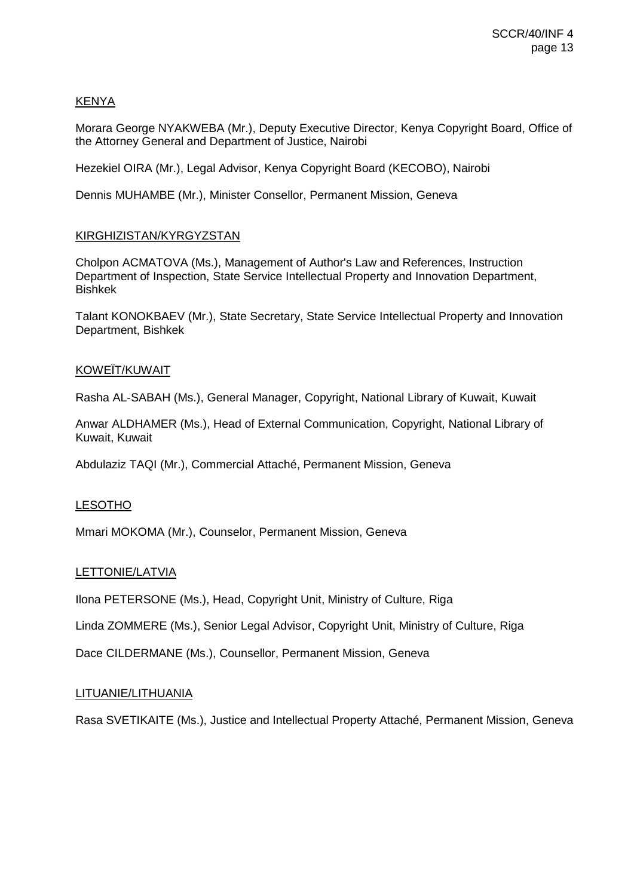KENYA

Morara George NYAKWEBA (Mr.), Deputy Executive Director, Kenya Copyright Board, Office of the Attorney General and Department of Justice, Nairobi

Hezekiel OIRA (Mr.), Legal Advisor, Kenya Copyright Board (KECOBO), Nairobi

Dennis MUHAMBE (Mr.), Minister Consellor, Permanent Mission, Geneva

KIRGHIZISTAN/KYRGYZSTAN

Cholpon ACMATOVA (Ms.), Management of Author's Law and References, Instruction Department of Inspection, State Service Intellectual Property and Innovation Department, Bishkek

Talant KONOKBAEV (Mr.), State Secretary, State Service Intellectual Property and Innovation Department, Bishkek

KOWEÏT/KUWAIT

Rasha AL-SABAH (Ms.), General Manager, Copyright, National Library of Kuwait, Kuwait

Anwar ALDHAMER (Ms.), Head of External Communication, Copyright, National Library of Kuwait, Kuwait

Abdulaziz TAQI (Mr.), Commercial Attaché, Permanent Mission, Geneva

LESOTHO

Mmari MOKOMA (Mr.), Counselor, Permanent Mission, Geneva

LETTONIE/LATVIA

Ilona PETERSONE (Ms.), Head, Copyright Unit, Ministry of Culture, Riga

Linda ZOMMERE (Ms.), Senior Legal Advisor, Copyright Unit, Ministry of Culture, Riga

Dace CILDERMANE (Ms.), Counsellor, Permanent Mission, Geneva

LITUANIE/LITHUANIA

Rasa SVETIKAITE (Ms.), Justice and Intellectual Property Attaché, Permanent Mission, Geneva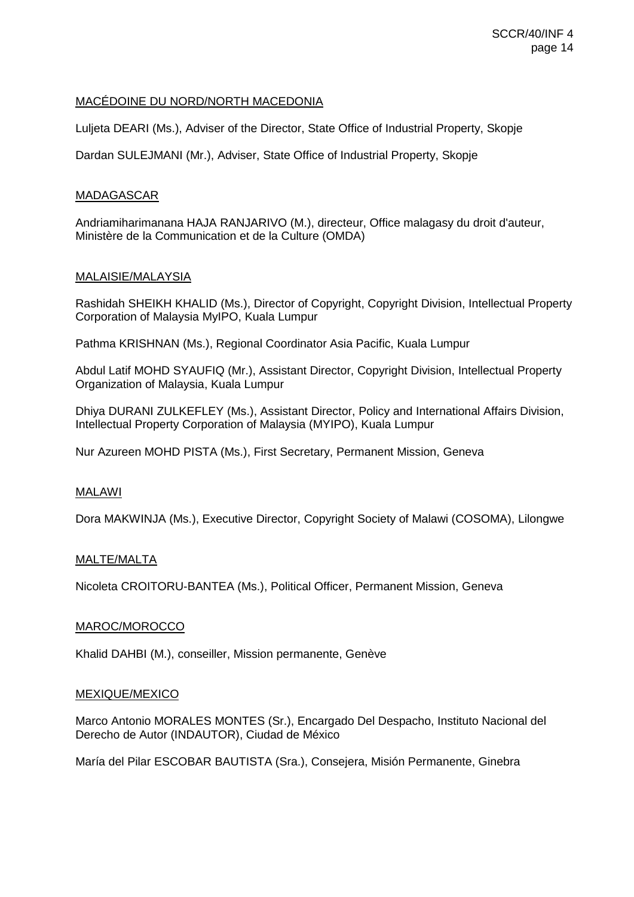MACÉDOINE DU NORD/NORTH MACEDONIA

Luljeta DEARI (Ms.), Adviser of the Director, State Office of Industrial Property, Skopje

Dardan SULEJMANI (Mr.), Adviser, State Office of Industrial Property, Skopje

MADAGASCAR

Andriamiharimanana HAJA RANJARIVO (M.), directeur, Office malagasy du droit d'auteur, Ministère de la Communication et de la Culture (OMDA)

MALAISIE/MALAYSIA

Rashidah SHEIKH KHALID (Ms.), Director of Copyright, Copyright Division, Intellectual Property Corporation of Malaysia MyIPO, Kuala Lumpur

Pathma KRISHNAN (Ms.), Regional Coordinator Asia Pacific, Kuala Lumpur

Abdul Latif MOHD SYAUFIQ (Mr.), Assistant Director, Copyright Division, Intellectual Property Organization of Malaysia, Kuala Lumpur

Dhiya DURANI ZULKEFLEY (Ms.), Assistant Director, Policy and International Affairs Division, Intellectual Property Corporation of Malaysia (MYIPO), Kuala Lumpur

Nur Azureen MOHD PISTA (Ms.), First Secretary, Permanent Mission, Geneva

MALAWI

Dora MAKWINJA (Ms.), Executive Director, Copyright Society of Malawi (COSOMA), Lilongwe

MALTE/MALTA

Nicoleta CROITORU-BANTEA (Ms.), Political Officer, Permanent Mission, Geneva

MAROC/MOROCCO

Khalid DAHBI (M.), conseiller, Mission permanente, Genève

MEXIQUE/MEXICO

Marco Antonio MORALES MONTES (Sr.), Encargado Del Despacho, Instituto Nacional del Derecho de Autor (INDAUTOR), Ciudad de México

María del Pilar ESCOBAR BAUTISTA (Sra.), Consejera, Misión Permanente, Ginebra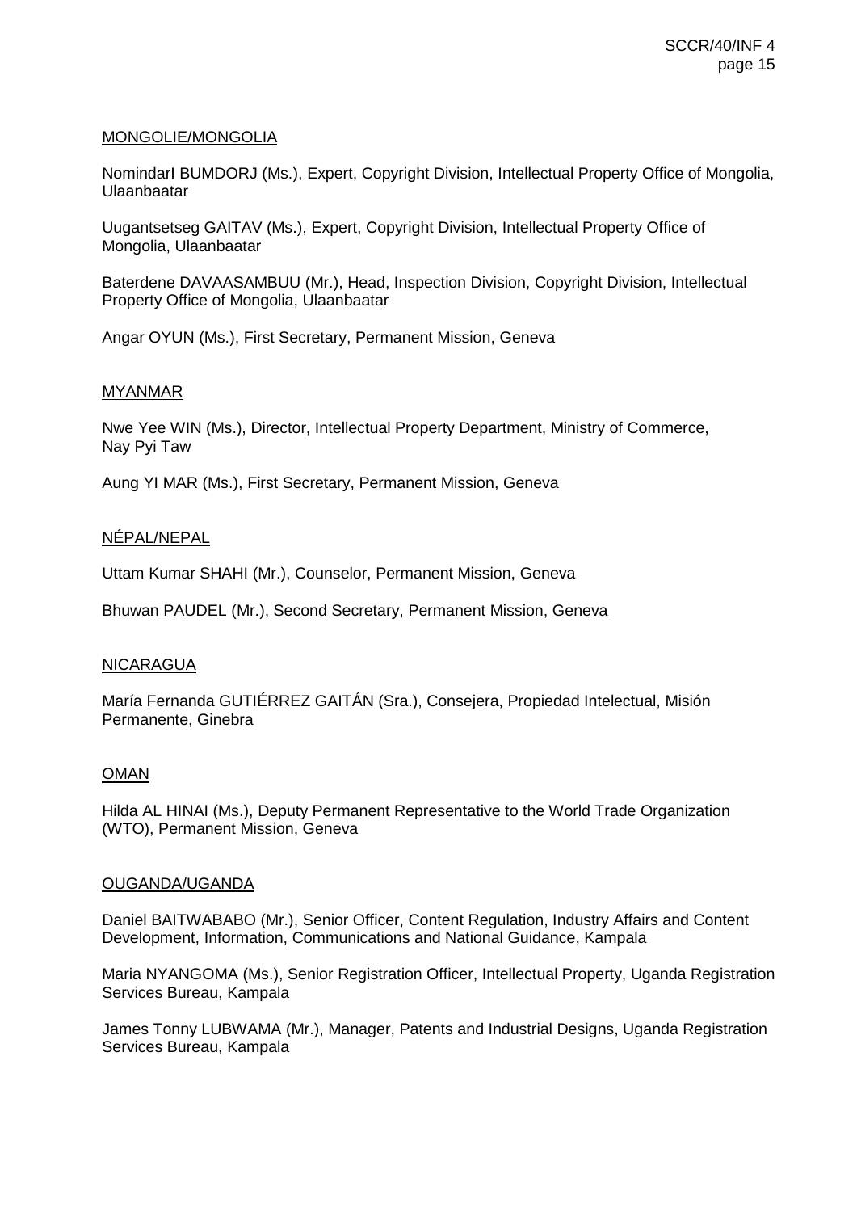MONGOLIE/MONGOLIA

NomindarI BUMDORJ (Ms.), Expert, Copyright Division, Intellectual Property Office of Mongolia, Ulaanbaatar

Uugantsetseg GAITAV (Ms.), Expert, Copyright Division, Intellectual Property Office of Mongolia, Ulaanbaatar

Baterdene DAVAASAMBUU (Mr.), Head, Inspection Division, Copyright Division, Intellectual Property Office of Mongolia, Ulaanbaatar

Angar OYUN (Ms.), First Secretary, Permanent Mission, Geneva

MYANMAR

Nwe Yee WIN (Ms.), Director, Intellectual Property Department, Ministry of Commerce, Nay Pyi Taw

Aung YI MAR (Ms.), First Secretary, Permanent Mission, Geneva

NÉPAL/NEPAL

Uttam Kumar SHAHI (Mr.), Counselor, Permanent Mission, Geneva

Bhuwan PAUDEL (Mr.), Second Secretary, Permanent Mission, Geneva

NICARAGUA

María Fernanda GUTIÉRREZ GAITÁN (Sra.), Consejera, Propiedad Intelectual, Misión Permanente, Ginebra

OMAN

Hilda AL HINAI (Ms.), Deputy Permanent Representative to the World Trade Organization (WTO), Permanent Mission, Geneva

OUGANDA/UGANDA

Daniel BAITWABABO (Mr.), Senior Officer, Content Regulation, Industry Affairs and Content Development, Information, Communications and National Guidance, Kampala

Maria NYANGOMA (Ms.), Senior Registration Officer, Intellectual Property, Uganda Registration Services Bureau, Kampala

James Tonny LUBWAMA (Mr.), Manager, Patents and Industrial Designs, Uganda Registration Services Bureau, Kampala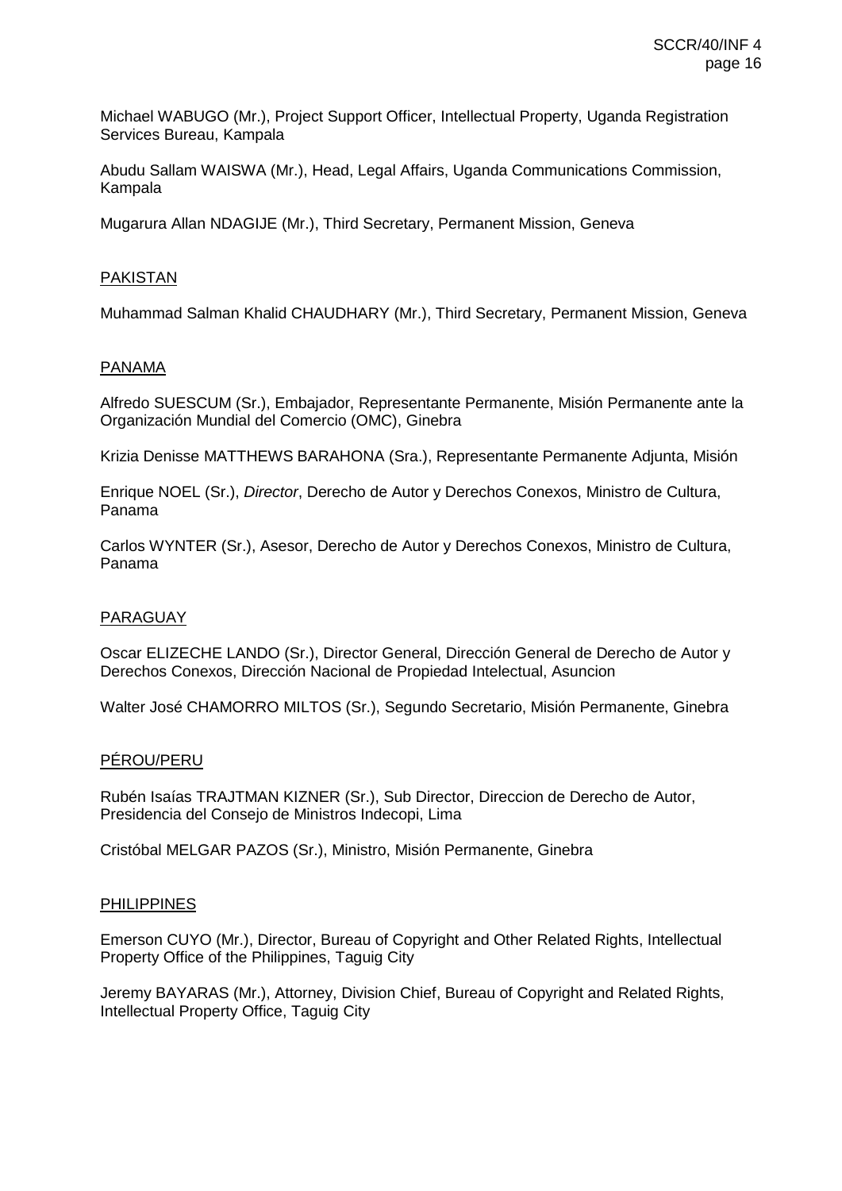Michael WABUGO (Mr.), Project Support Officer, Intellectual Property, Uganda Registration Services Bureau, Kampala

Abudu Sallam WAISWA (Mr.), Head, Legal Affairs, Uganda Communications Commission, Kampala

Mugarura Allan NDAGIJE (Mr.), Third Secretary, Permanent Mission, Geneva

<u>PAKISTAN</u>

Muhammad Salman Khalid CHAUDHARY (Mr.), Third Secretary, Permanent Mission, Geneva

<u>PANAMA</u>

Alfredo SUESCUM (Sr.), Embajador, Representante Permanente, Misión Permanente ante la Organización Mundial del Comercio (OMC), Ginebra

Krizia Denisse MATTHEWS BARAHONA (Sra.), Representante Permanente Adjunta, Misión

Enrique NOEL (Sr.), *Director*, Derecho de Autor y Derechos Conexos, Ministro de Cultura, Panama

Carlos WYNTER (Sr.), Asesor, Derecho de Autor y Derechos Conexos, Ministro de Cultura, Panama

<u>PARAGUAY</u>

Oscar ELIZECHE LANDO (Sr.), Director General, Dirección General de Derecho de Autor y Derechos Conexos, Dirección Nacional de Propiedad Intelectual, Asuncion

Walter José CHAMORRO MILTOS (Sr.), Segundo Secretario, Misión Permanente, Ginebra

<u>PÉROU/PERU</u>

Rubén Isaías TRAJTMAN KIZNER (Sr.), Sub Director, Direccion de Derecho de Autor, Presidencia del Consejo de Ministros Indecopi, Lima

Cristóbal MELGAR PAZOS (Sr.), Ministro, Misión Permanente, Ginebra

<u>PHILIPPINES</u>

Emerson CUYO (Mr.), Director, Bureau of Copyright and Other Related Rights, Intellectual Property Office of the Philippines, Taguig City

Jeremy BAYARAS (Mr.), Attorney, Division Chief, Bureau of Copyright and Related Rights, Intellectual Property Office, Taguig City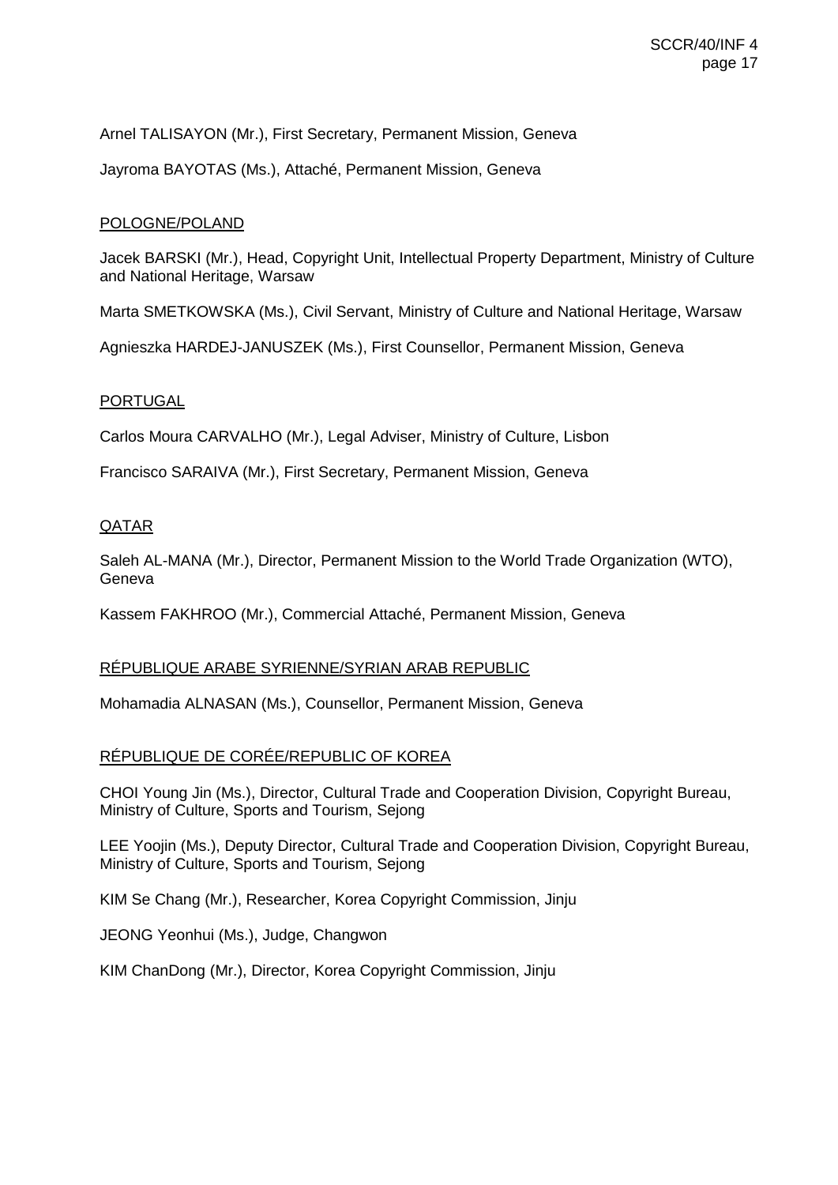Arnel TALISAYON (Mr.), First Secretary, Permanent Mission, Geneva

Jayroma BAYOTAS (Ms.), Attaché, Permanent Mission, Geneva

<u>POLOGNE/POLAND</u>

Jacek BARSKI (Mr.), Head, Copyright Unit, Intellectual Property Department, Ministry of Culture and National Heritage, Warsaw

Marta SMETKOWSKA (Ms.), Civil Servant, Ministry of Culture and National Heritage, Warsaw

Agnieszka HARDEJ-JANUSZEK (Ms.), First Counsellor, Permanent Mission, Geneva

<u>PORTUGAL</u>

Carlos Moura CARVALHO (Mr.), Legal Adviser, Ministry of Culture, Lisbon

Francisco SARAIVA (Mr.), First Secretary, Permanent Mission, Geneva

<u>QATAR</u>

Saleh AL-MANA (Mr.), Director, Permanent Mission to the World Trade Organization (WTO), Geneva

Kassem FAKHROO (Mr.), Commercial Attaché, Permanent Mission, Geneva

<u>RÉPUBLIQUE ARABE SYRIENNE/SYRIAN ARAB REPUBLIC</u>

Mohamadia ALNASAN (Ms.), Counsellor, Permanent Mission, Geneva

<u>RÉPUBLIQUE DE CORÉE/REPUBLIC OF KOREA</u>

CHOI Young Jin (Ms.), Director, Cultural Trade and Cooperation Division, Copyright Bureau, Ministry of Culture, Sports and Tourism, Sejong

LEE Yoojin (Ms.), Deputy Director, Cultural Trade and Cooperation Division, Copyright Bureau, Ministry of Culture, Sports and Tourism, Sejong

KIM Se Chang (Mr.), Researcher, Korea Copyright Commission, Jinju

JEONG Yeonhui (Ms.), Judge, Changwon

KIM ChanDong (Mr.), Director, Korea Copyright Commission, Jinju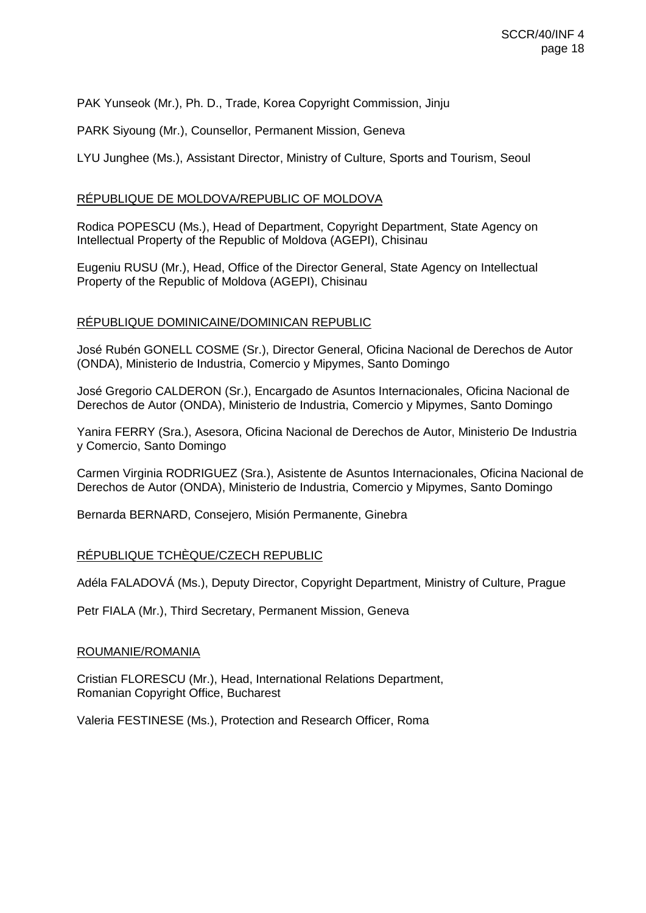PAK Yunseok (Mr.), Ph. D., Trade, Korea Copyright Commission, Jinju

PARK Siyoung (Mr.), Counsellor, Permanent Mission, Geneva

LYU Junghee (Ms.), Assistant Director, Ministry of Culture, Sports and Tourism, Seoul

<u>RÉPUBLIQUE DE MOLDOVA/REPUBLIC OF MOLDOVA</u>

Rodica POPESCU (Ms.), Head of Department, Copyright Department, State Agency on Intellectual Property of the Republic of Moldova (AGEPI), Chisinau

Eugeniu RUSU (Mr.), Head, Office of the Director General, State Agency on Intellectual Property of the Republic of Moldova (AGEPI), Chisinau

<u>RÉPUBLIQUE DOMINICAINE/DOMINICAN REPUBLIC</u>

José Rubén GONELL COSME (Sr.), Director General, Oficina Nacional de Derechos de Autor (ONDA), Ministerio de Industria, Comercio y Mipymes, Santo Domingo

José Gregorio CALDERON (Sr.), Encargado de Asuntos Internacionales, Oficina Nacional de Derechos de Autor (ONDA), Ministerio de Industria, Comercio y Mipymes, Santo Domingo

Yanira FERRY (Sra.), Asesora, Oficina Nacional de Derechos de Autor, Ministerio De Industria y Comercio, Santo Domingo

Carmen Virginia RODRIGUEZ (Sra.), Asistente de Asuntos Internacionales, Oficina Nacional de Derechos de Autor (ONDA), Ministerio de Industria, Comercio y Mipymes, Santo Domingo

Bernarda BERNARD, Consejero, Misión Permanente, Ginebra

<u>RÉPUBLIQUE TCHÈQUE/CZECH REPUBLIC</u>

Adéla FALADOVÁ (Ms.), Deputy Director, Copyright Department, Ministry of Culture, Prague

Petr FIALA (Mr.), Third Secretary, Permanent Mission, Geneva

<u>ROUMANIE/ROMANIA</u>

Cristian FLORESCU (Mr.), Head, International Relations Department, Romanian Copyright Office, Bucharest

Valeria FESTINESE (Ms.), Protection and Research Officer, Roma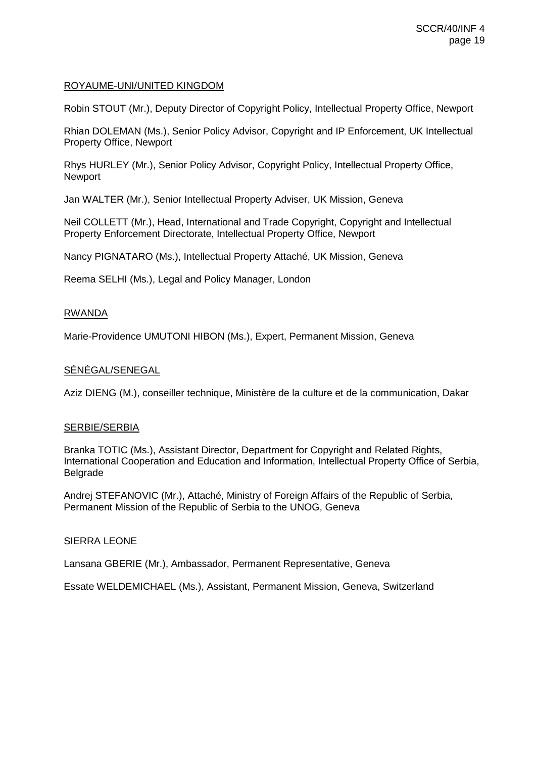ROYAUME-UNI/UNITED KINGDOM

Robin STOUT (Mr.), Deputy Director of Copyright Policy, Intellectual Property Office, Newport

Rhian DOLEMAN (Ms.), Senior Policy Advisor, Copyright and IP Enforcement, UK Intellectual Property Office, Newport

Rhys HURLEY (Mr.), Senior Policy Advisor, Copyright Policy, Intellectual Property Office, Newport

Jan WALTER (Mr.), Senior Intellectual Property Adviser, UK Mission, Geneva

Neil COLLETT (Mr.), Head, International and Trade Copyright, Copyright and Intellectual Property Enforcement Directorate, Intellectual Property Office, Newport

Nancy PIGNATARO (Ms.), Intellectual Property Attaché, UK Mission, Geneva

Reema SELHI (Ms.), Legal and Policy Manager, London

RWANDA

Marie-Providence UMUTONI HIBON (Ms.), Expert, Permanent Mission, Geneva

SÉNÉGAL/SENEGAL

Aziz DIENG (M.), conseiller technique, Ministère de la culture et de la communication, Dakar

SERBIE/SERBIA

Branka TOTIC (Ms.), Assistant Director, Department for Copyright and Related Rights, International Cooperation and Education and Information, Intellectual Property Office of Serbia, Belgrade

Andrej STEFANOVIC (Mr.), Attaché, Ministry of Foreign Affairs of the Republic of Serbia, Permanent Mission of the Republic of Serbia to the UNOG, Geneva

SIERRA LEONE

Lansana GBERIE (Mr.), Ambassador, Permanent Representative, Geneva

Essate WELDEMICHAEL (Ms.), Assistant, Permanent Mission, Geneva, Switzerland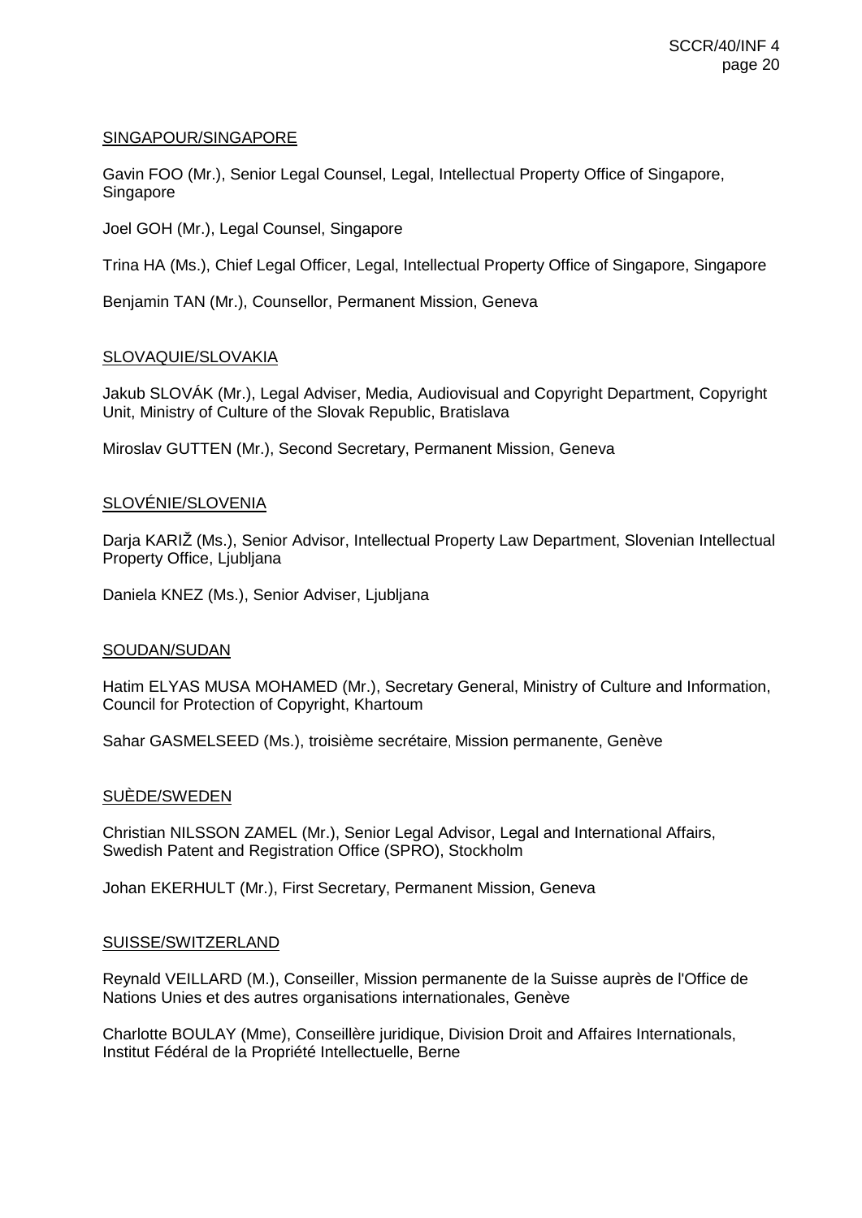SINGAPOUR/SINGAPORE

Gavin FOO (Mr.), Senior Legal Counsel, Legal, Intellectual Property Office of Singapore, Singapore

Joel GOH (Mr.), Legal Counsel, Singapore

Trina HA (Ms.), Chief Legal Officer, Legal, Intellectual Property Office of Singapore, Singapore

Benjamin TAN (Mr.), Counsellor, Permanent Mission, Geneva

SLOVAQUIE/SLOVAKIA

Jakub SLOVÁK (Mr.), Legal Adviser, Media, Audiovisual and Copyright Department, Copyright Unit, Ministry of Culture of the Slovak Republic, Bratislava

Miroslav GUTTEN (Mr.), Second Secretary, Permanent Mission, Geneva

SLOVÉNIE/SLOVENIA

Darja KARIŽ (Ms.), Senior Advisor, Intellectual Property Law Department, Slovenian Intellectual Property Office, Ljubljana

Daniela KNEZ (Ms.), Senior Adviser, Ljubljana

SOUDAN/SUDAN

Hatim ELYAS MUSA MOHAMED (Mr.), Secretary General, Ministry of Culture and Information, Council for Protection of Copyright, Khartoum

Sahar GASMELSEED (Ms.), troisième secrétaire, Mission permanente, Genève

SUÈDE/SWEDEN

Christian NILSSON ZAMEL (Mr.), Senior Legal Advisor, Legal and International Affairs, Swedish Patent and Registration Office (SPRO), Stockholm

Johan EKERHULT (Mr.), First Secretary, Permanent Mission, Geneva

SUISSE/SWITZERLAND

Reynald VEILLARD (M.), Conseiller, Mission permanente de la Suisse auprès de l'Office de Nations Unies et des autres organisations internationales, Genève

Charlotte BOULAY (Mme), Conseillère juridique, Division Droit and Affaires Internationals, Institut Fédéral de la Propriété Intellectuelle, Berne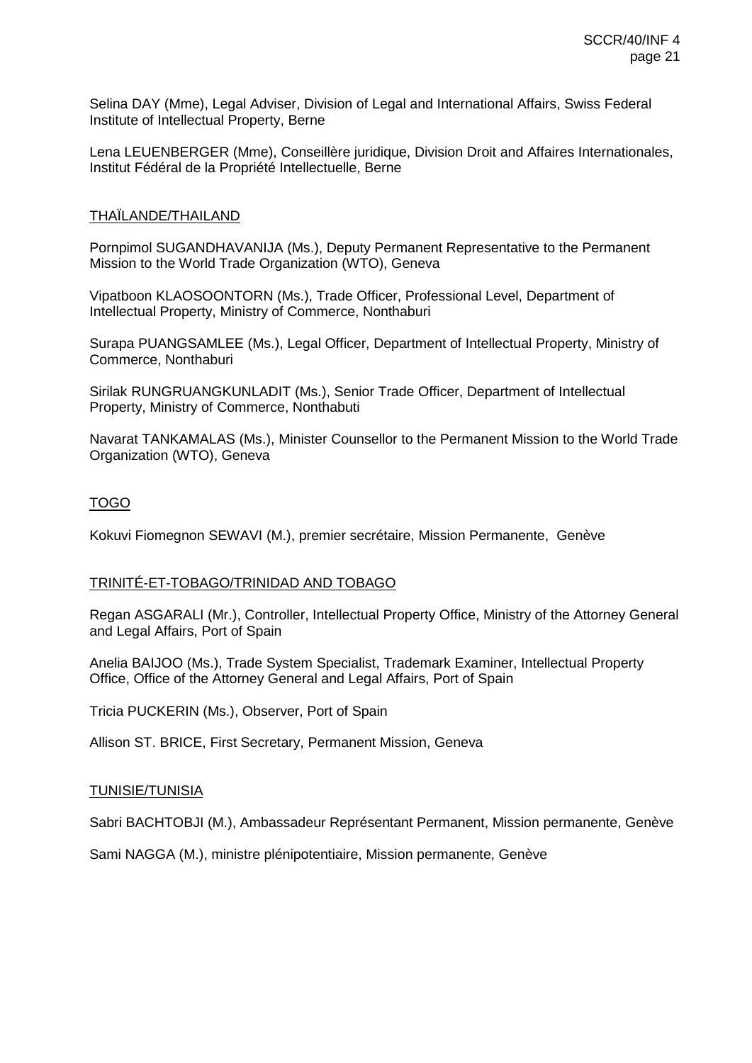Selina DAY (Mme), Legal Adviser, Division of Legal and International Affairs, Swiss Federal Institute of Intellectual Property, Berne

Lena LEUENBERGER (Mme), Conseillère juridique, Division Droit and Affaires Internationales, Institut Fédéral de la Propriété Intellectuelle, Berne

THAÏLANDE/THAILAND

Pornpimol SUGANDHAVANIJA (Ms.), Deputy Permanent Representative to the Permanent Mission to the World Trade Organization (WTO), Geneva

Vipatboon KLAOSOONTORN (Ms.), Trade Officer, Professional Level, Department of Intellectual Property, Ministry of Commerce, Nonthaburi

Surapa PUANGSAMLEE (Ms.), Legal Officer, Department of Intellectual Property, Ministry of Commerce, Nonthaburi

Sirilak RUNGRUANGKUNLADIT (Ms.), Senior Trade Officer, Department of Intellectual Property, Ministry of Commerce, Nonthabuti

Navarat TANKAMALAS (Ms.), Minister Counsellor to the Permanent Mission to the World Trade Organization (WTO), Geneva

TOGO

Kokuvi Fiomegnon SEWAVI (M.), premier secrétaire, Mission Permanente, Genève

TRINITÉ-ET-TOBAGO/TRINIDAD AND TOBAGO

Regan ASGARALI (Mr.), Controller, Intellectual Property Office, Ministry of the Attorney General and Legal Affairs, Port of Spain

Anelia BAIJOO (Ms.), Trade System Specialist, Trademark Examiner, Intellectual Property Office, Office of the Attorney General and Legal Affairs, Port of Spain

Tricia PUCKERIN (Ms.), Observer, Port of Spain

Allison ST. BRICE, First Secretary, Permanent Mission, Geneva

TUNISIE/TUNISIA

Sabri BACHTOBJI (M.), Ambassadeur Représentant Permanent, Mission permanente, Genève

Sami NAGGA (M.), ministre plénipotentiaire, Mission permanente, Genève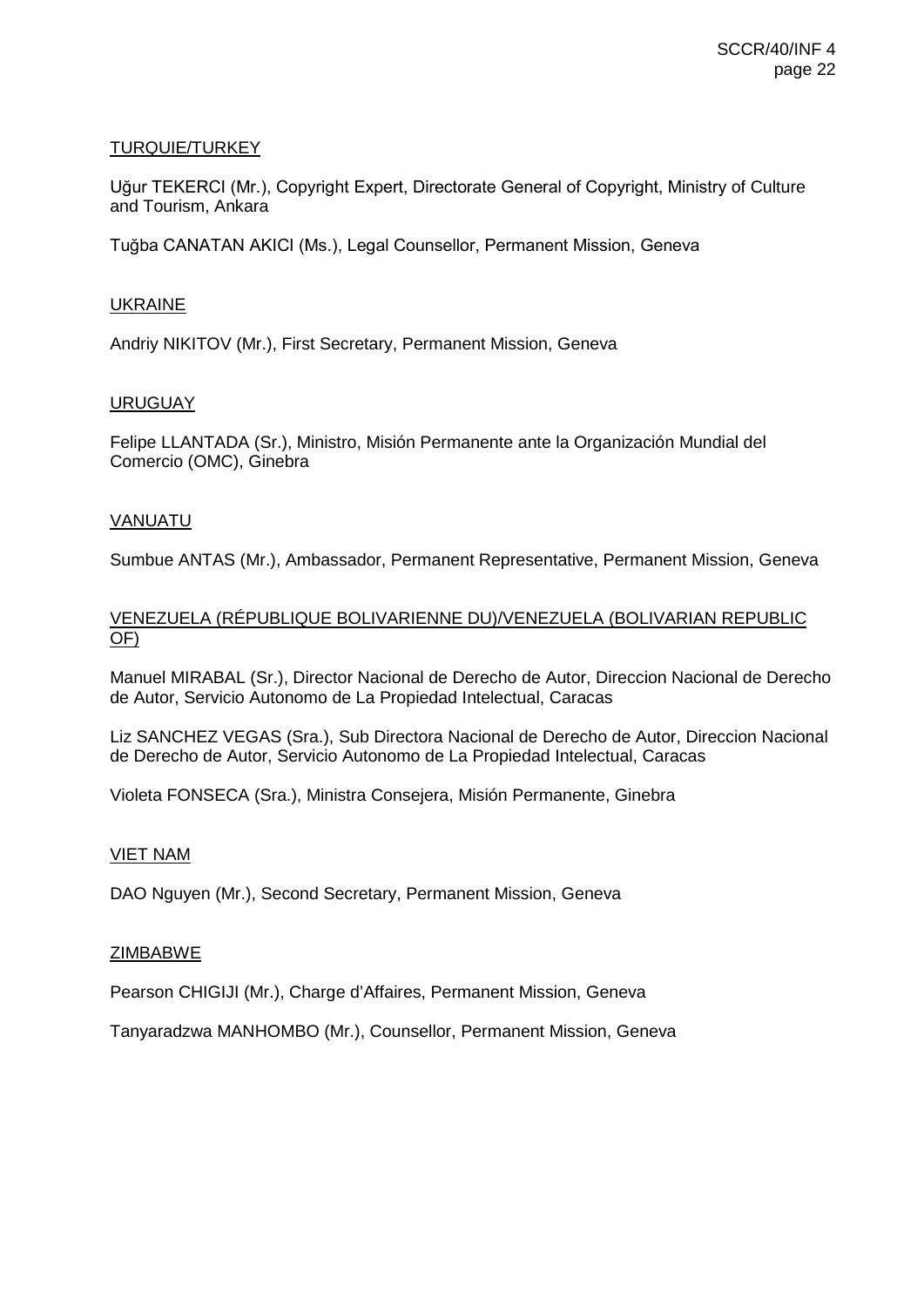TURQUIE/TURKEY

Uğur TEKERCI (Mr.), Copyright Expert, Directorate General of Copyright, Ministry of Culture and Tourism, Ankara

Tuğba CANATAN AKICI (Ms.), Legal Counsellor, Permanent Mission, Geneva

UKRAINE

Andriy NIKITOV (Mr.), First Secretary, Permanent Mission, Geneva

URUGUAY

Felipe LLANTADA (Sr.), Ministro, Misión Permanente ante la Organización Mundial del Comercio (OMC), Ginebra

VANUATU

Sumbue ANTAS (Mr.), Ambassador, Permanent Representative, Permanent Mission, Geneva

VENEZUELA (RÉPUBLIQUE BOLIVARIENNE DU)/VENEZUELA (BOLIVARIAN REPUBLIC OF)

Manuel MIRABAL (Sr.), Director Nacional de Derecho de Autor, Direccion Nacional de Derecho de Autor, Servicio Autonomo de La Propiedad Intelectual, Caracas

Liz SANCHEZ VEGAS (Sra.), Sub Directora Nacional de Derecho de Autor, Direccion Nacional de Derecho de Autor, Servicio Autonomo de La Propiedad Intelectual, Caracas

Violeta FONSECA (Sra.), Ministra Consejera, Misión Permanente, Ginebra

VIET NAM

DAO Nguyen (Mr.), Second Secretary, Permanent Mission, Geneva

ZIMBABWE

Pearson CHIGIJI (Mr.), Charge d'Affaires, Permanent Mission, Geneva

Tanyaradzwa MANHOMBO (Mr.), Counsellor, Permanent Mission, Geneva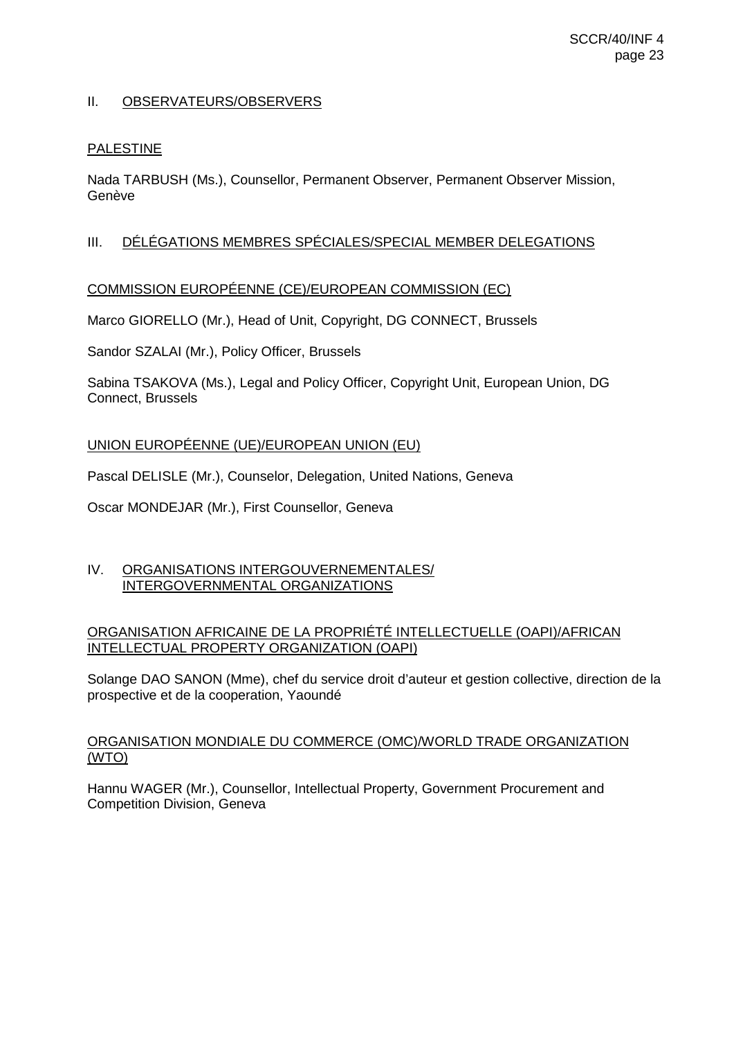## II. OBSERVATEURS/OBSERVERS

### PALESTINE

Nada TARBUSH (Ms.), Counsellor, Permanent Observer, Permanent Observer Mission, Genève

## III. DÉLÉGATIONS MEMBRES SPÉCIALES/SPECIAL MEMBER DELEGATIONS

### COMMISSION EUROPÉENNE (CE)/EUROPEAN COMMISSION (EC)

Marco GIORELLO (Mr.), Head of Unit, Copyright, DG CONNECT, Brussels

Sandor SZALAI (Mr.), Policy Officer, Brussels

Sabina TSAKOVA (Ms.), Legal and Policy Officer, Copyright Unit, European Union, DG Connect, Brussels

### UNION EUROPÉENNE (UE)/EUROPEAN UNION (EU)

Pascal DELISLE (Mr.), Counselor, Delegation, United Nations, Geneva

Oscar MONDEJAR (Mr.), First Counsellor, Geneva

## IV. ORGANISATIONS INTERGOUVERNEMENTALES/ INTERGOVERNMENTAL ORGANIZATIONS

### ORGANISATION AFRICAINE DE LA PROPRIÉTÉ INTELLECTUELLE (OAPI)/AFRICAN INTELLECTUAL PROPERTY ORGANIZATION (OAPI)

Solange DAO SANON (Mme), chef du service droit d'auteur et gestion collective, direction de la prospective et de la cooperation, Yaoundé

### ORGANISATION MONDIALE DU COMMERCE (OMC)/WORLD TRADE ORGANIZATION (WTO)

Hannu WAGER (Mr.), Counsellor, Intellectual Property, Government Procurement and Competition Division, Geneva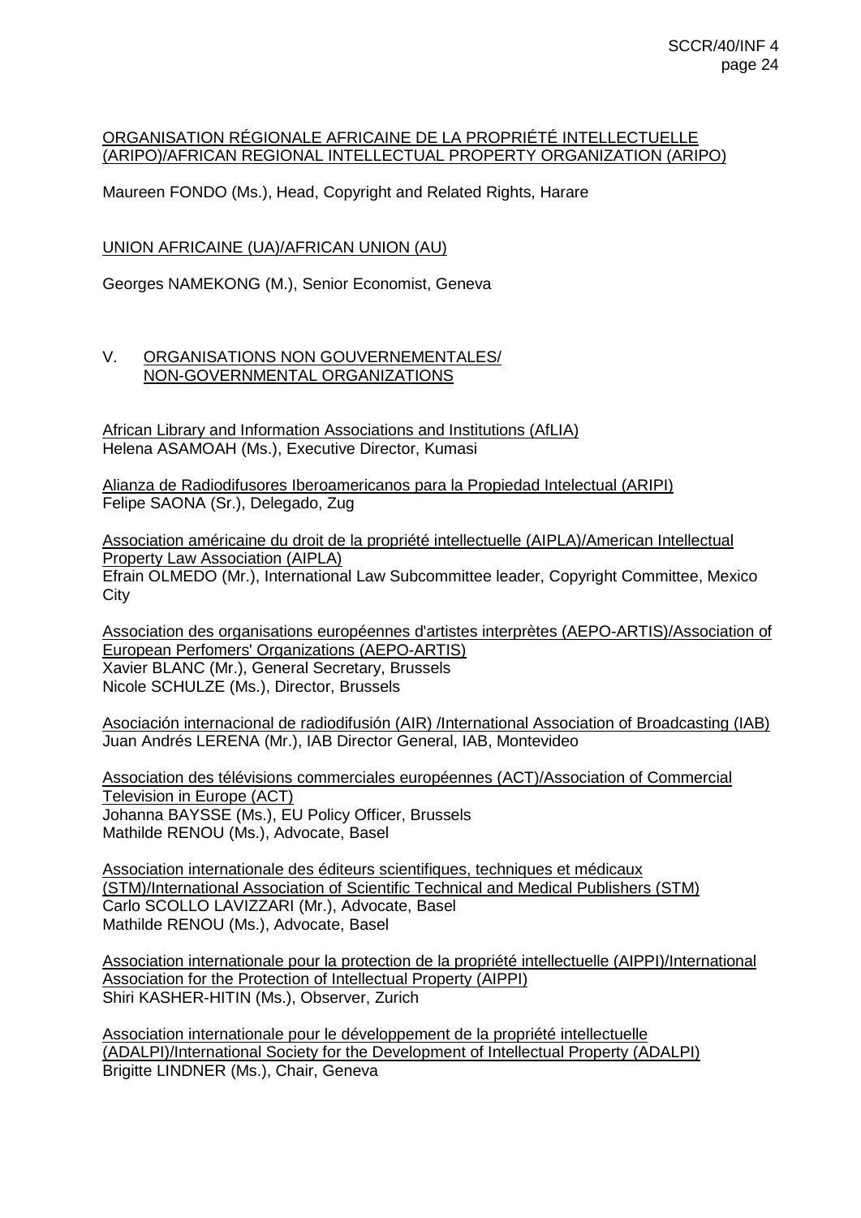ORGANISATION RÉGIONALE AFRICAINE DE LA PROPRIÉTÉ INTELLECTUELLE (ARIPO)/AFRICAN REGIONAL INTELLECTUAL PROPERTY ORGANIZATION (ARIPO)

Maureen FONDO (Ms.), Head, Copyright and Related Rights, Harare

UNION AFRICAINE (UA)/AFRICAN UNION (AU)

Georges NAMEKONG (M.), Senior Economist, Geneva

## V. ORGANISATIONS NON GOUVERNEMENTALES/ NON-GOVERNMENTAL ORGANIZATIONS

African Library and Information Associations and Institutions (AfLIA)
Helena ASAMOAH (Ms.), Executive Director, Kumasi

Alianza de Radiodifusores Iberoamericanos para la Propiedad Intelectual (ARIPI)
Felipe SAONA (Sr.), Delegado, Zug

Association américaine du droit de la propriété intellectuelle (AIPLA)/American Intellectual Property Law Association (AIPLA)
Efrain OLMEDO (Mr.), International Law Subcommittee leader, Copyright Committee, Mexico City

Association des organisations européennes d'artistes interprètes (AEPO-ARTIS)/Association of European Perfomers' Organizations (AEPO-ARTIS)
Xavier BLANC (Mr.), General Secretary, Brussels
Nicole SCHULZE (Ms.), Director, Brussels

Asociación internacional de radiodifusión (AIR) /International Association of Broadcasting (IAB)
Juan Andrés LERENA (Mr.), IAB Director General, IAB, Montevideo

Association des télévisions commerciales européennes (ACT)/Association of Commercial Television in Europe (ACT)
Johanna BAYSSE (Ms.), EU Policy Officer, Brussels
Mathilde RENOU (Ms.), Advocate, Basel

Association internationale des éditeurs scientifiques, techniques et médicaux (STM)/International Association of Scientific Technical and Medical Publishers (STM)
Carlo SCOLLO LAVIZZARI (Mr.), Advocate, Basel
Mathilde RENOU (Ms.), Advocate, Basel

Association internationale pour la protection de la propriété intellectuelle (AIPPI)/International Association for the Protection of Intellectual Property (AIPPI)
Shiri KASHER-HITIN (Ms.), Observer, Zurich

Association internationale pour le développement de la propriété intellectuelle (ADALPI)/International Society for the Development of Intellectual Property (ADALPI)
Brigitte LINDNER (Ms.), Chair, Geneva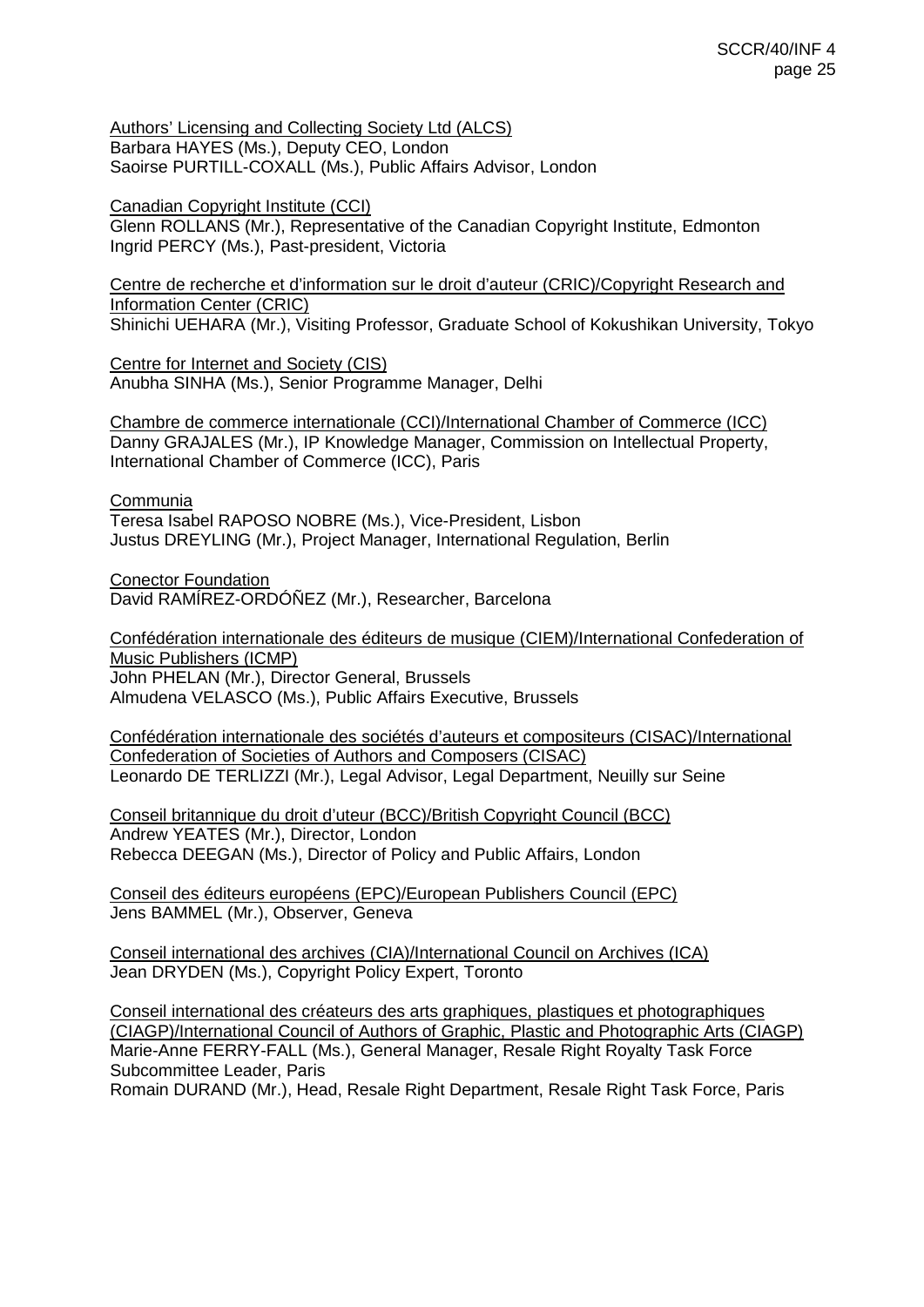Authors' Licensing and Collecting Society Ltd (ALCS)
Barbara HAYES (Ms.), Deputy CEO, London
Saoirse PURTILL-COXALL (Ms.), Public Affairs Advisor, London

Canadian Copyright Institute (CCI)
Glenn ROLLANS (Mr.), Representative of the Canadian Copyright Institute, Edmonton
Ingrid PERCY (Ms.), Past-president, Victoria

Centre de recherche et d'information sur le droit d'auteur (CRIC)/Copyright Research and Information Center (CRIC)
Shinichi UEHARA (Mr.), Visiting Professor, Graduate School of Kokushikan University, Tokyo

Centre for Internet and Society (CIS)
Anubha SINHA (Ms.), Senior Programme Manager, Delhi

Chambre de commerce internationale (CCI)/International Chamber of Commerce (ICC)
Danny GRAJALES (Mr.), IP Knowledge Manager, Commission on Intellectual Property, International Chamber of Commerce (ICC), Paris

Communia
Teresa Isabel RAPOSO NOBRE (Ms.), Vice-President, Lisbon
Justus DREYLING (Mr.), Project Manager, International Regulation, Berlin

Conector Foundation
David RAMÍREZ-ORDÓÑEZ (Mr.), Researcher, Barcelona

Confédération internationale des éditeurs de musique (CIEM)/International Confederation of Music Publishers (ICMP)
John PHELAN (Mr.), Director General, Brussels
Almudena VELASCO (Ms.), Public Affairs Executive, Brussels

Confédération internationale des sociétés d'auteurs et compositeurs (CISAC)/International Confederation of Societies of Authors and Composers (CISAC)
Leonardo DE TERLIZZI (Mr.), Legal Advisor, Legal Department, Neuilly sur Seine

Conseil britannique du droit d'uteur (BCC)/British Copyright Council (BCC)
Andrew YEATES (Mr.), Director, London
Rebecca DEEGAN (Ms.), Director of Policy and Public Affairs, London

Conseil des éditeurs européens (EPC)/European Publishers Council (EPC)
Jens BAMMEL (Mr.), Observer, Geneva

Conseil international des archives (CIA)/International Council on Archives (ICA)
Jean DRYDEN (Ms.), Copyright Policy Expert, Toronto

Conseil international des créateurs des arts graphiques, plastiques et photographiques (CIAGP)/International Council of Authors of Graphic, Plastic and Photographic Arts (CIAGP)
Marie-Anne FERRY-FALL (Ms.), General Manager, Resale Right Royalty Task Force Subcommittee Leader, Paris
Romain DURAND (Mr.), Head, Resale Right Department, Resale Right Task Force, Paris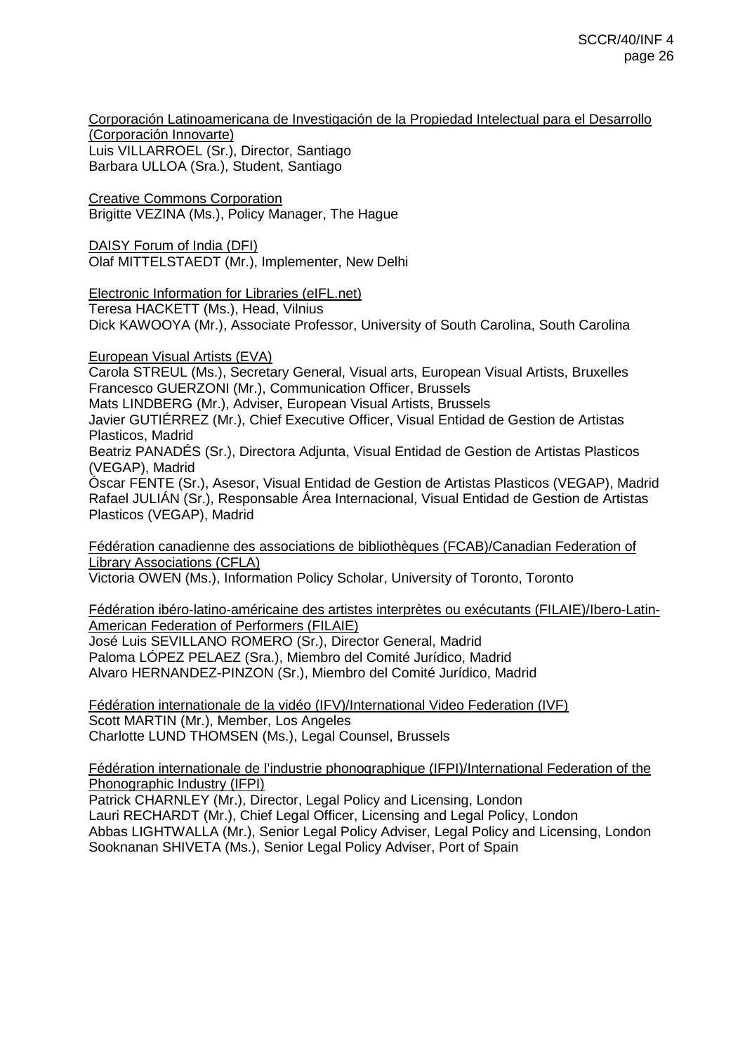<u>Corporación Latinoamericana de Investigación de la Propiedad Intelectual para el Desarrollo (Corporación Innovarte)</u>
Luis VILLARROEL (Sr.), Director, Santiago
Barbara ULLOA (Sra.), Student, Santiago

<u>Creative Commons Corporation</u>
Brigitte VEZINA (Ms.), Policy Manager, The Hague

<u>DAISY Forum of India (DFI)</u>
Olaf MITTELSTAEDT (Mr.), Implementer, New Delhi

<u>Electronic Information for Libraries (eIFL.net)</u>
Teresa HACKETT (Ms.), Head, Vilnius
Dick KAWOOYA (Mr.), Associate Professor, University of South Carolina, South Carolina

<u>European Visual Artists (EVA)</u>
Carola STREUL (Ms.), Secretary General, Visual arts, European Visual Artists, Bruxelles
Francesco GUERZONI (Mr.), Communication Officer, Brussels
Mats LINDBERG (Mr.), Adviser, European Visual Artists, Brussels
Javier GUTIÉRREZ (Mr.), Chief Executive Officer, Visual Entidad de Gestion de Artistas Plasticos, Madrid
Beatriz PANADÉS (Sr.), Directora Adjunta, Visual Entidad de Gestion de Artistas Plasticos (VEGAP), Madrid
Óscar FENTE (Sr.), Asesor, Visual Entidad de Gestion de Artistas Plasticos (VEGAP), Madrid
Rafael JULIÁN (Sr.), Responsable Área Internacional, Visual Entidad de Gestion de Artistas Plasticos (VEGAP), Madrid

<u>Fédération canadienne des associations de bibliothèques (FCAB)/Canadian Federation of Library Associations (CFLA)</u>
Victoria OWEN (Ms.), Information Policy Scholar, University of Toronto, Toronto

<u>Fédération ibéro-latino-américaine des artistes interprètes ou exécutants (FILAIE)/Ibero-Latin-American Federation of Performers (FILAIE)</u>
José Luis SEVILLANO ROMERO (Sr.), Director General, Madrid
Paloma LÓPEZ PELAEZ (Sra.), Miembro del Comité Jurídico, Madrid
Alvaro HERNANDEZ-PINZON (Sr.), Miembro del Comité Jurídico, Madrid

<u>Fédération internationale de la vidéo (IFV)/International Video Federation (IVF)</u>
Scott MARTIN (Mr.), Member, Los Angeles
Charlotte LUND THOMSEN (Ms.), Legal Counsel, Brussels

<u>Fédération internationale de l'industrie phonographique (IFPI)/International Federation of the Phonographic Industry (IFPI)</u>
Patrick CHARNLEY (Mr.), Director, Legal Policy and Licensing, London
Lauri RECHARDT (Mr.), Chief Legal Officer, Licensing and Legal Policy, London
Abbas LIGHTWALLA (Mr.), Senior Legal Policy Adviser, Legal Policy and Licensing, London
Sooknanan SHIVETA (Ms.), Senior Legal Policy Adviser, Port of Spain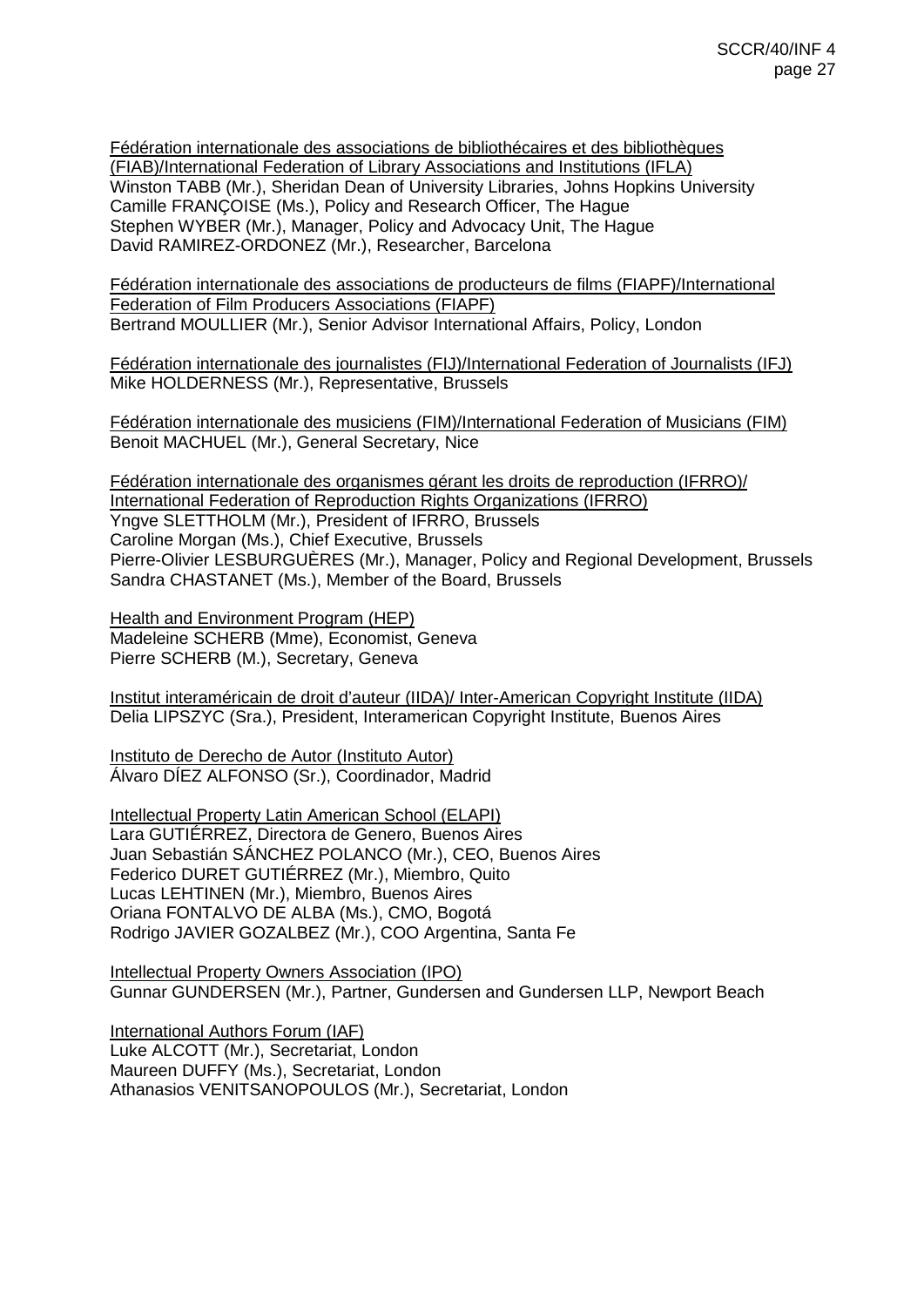<u>Fédération internationale des associations de bibliothécaires et des bibliothèques (FIAB)/International Federation of Library Associations and Institutions (IFLA)</u>
Winston TABB (Mr.), Sheridan Dean of University Libraries, Johns Hopkins University
Camille FRANÇOISE (Ms.), Policy and Research Officer, The Hague
Stephen WYBER (Mr.), Manager, Policy and Advocacy Unit, The Hague
David RAMIREZ-ORDONEZ (Mr.), Researcher, Barcelona

<u>Fédération internationale des associations de producteurs de films (FIAPF)/International Federation of Film Producers Associations (FIAPF)</u>
Bertrand MOULLIER (Mr.), Senior Advisor International Affairs, Policy, London

<u>Fédération internationale des journalistes (FIJ)/International Federation of Journalists (IFJ)</u>
Mike HOLDERNESS (Mr.), Representative, Brussels

<u>Fédération internationale des musiciens (FIM)/International Federation of Musicians (FIM)</u>
Benoit MACHUEL (Mr.), General Secretary, Nice

<u>Fédération internationale des organismes gérant les droits de reproduction (IFRRO)/ International Federation of Reproduction Rights Organizations (IFRRO)</u>
Yngve SLETTHOLM (Mr.), President of IFRRO, Brussels
Caroline Morgan (Ms.), Chief Executive, Brussels
Pierre-Olivier LESBURGUÈRES (Mr.), Manager, Policy and Regional Development, Brussels
Sandra CHASTANET (Ms.), Member of the Board, Brussels

<u>Health and Environment Program (HEP)</u>
Madeleine SCHERB (Mme), Economist, Geneva
Pierre SCHERB (M.), Secretary, Geneva

<u>Institut interaméricain de droit d'auteur (IIDA)/ Inter-American Copyright Institute (IIDA)</u>
Delia LIPSZYC (Sra.), President, Interamerican Copyright Institute, Buenos Aires

<u>Instituto de Derecho de Autor (Instituto Autor)</u>
Álvaro DÍEZ ALFONSO (Sr.), Coordinador, Madrid

<u>Intellectual Property Latin American School (ELAPI)</u>
Lara GUTIÉRREZ, Directora de Genero, Buenos Aires
Juan Sebastián SÁNCHEZ POLANCO (Mr.), CEO, Buenos Aires
Federico DURET GUTIÉRREZ (Mr.), Miembro, Quito
Lucas LEHTINEN (Mr.), Miembro, Buenos Aires
Oriana FONTALVO DE ALBA (Ms.), CMO, Bogotá
Rodrigo JAVIER GOZALBEZ (Mr.), COO Argentina, Santa Fe

<u>Intellectual Property Owners Association (IPO)</u>
Gunnar GUNDERSEN (Mr.), Partner, Gundersen and Gundersen LLP, Newport Beach

<u>International Authors Forum (IAF)</u>
Luke ALCOTT (Mr.), Secretariat, London
Maureen DUFFY (Ms.), Secretariat, London
Athanasios VENITSANOPOULOS (Mr.), Secretariat, London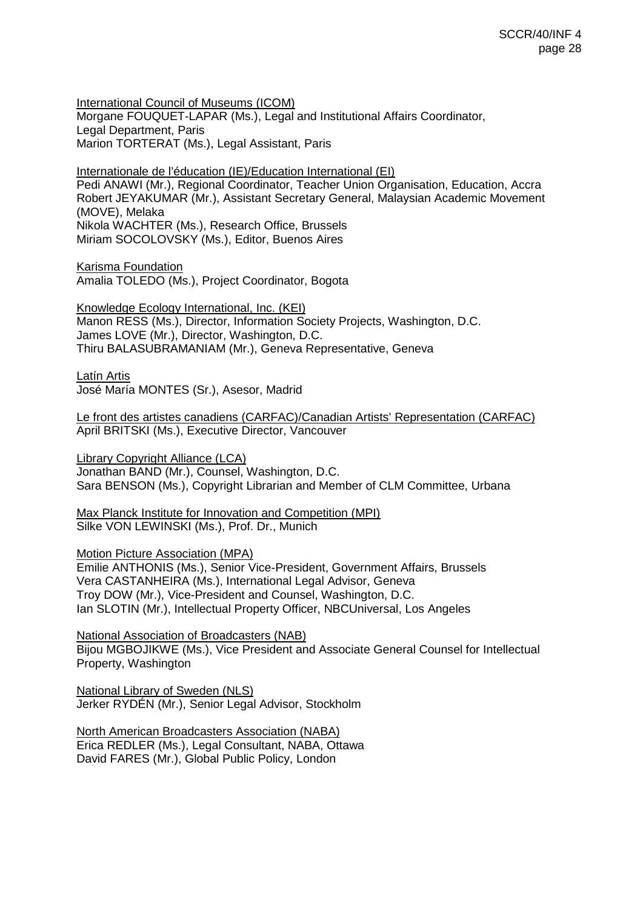<u>International Council of Museums (ICOM)</u>
Morgane FOUQUET-LAPAR (Ms.), Legal and Institutional Affairs Coordinator, Legal Department, Paris
Marion TORTERAT (Ms.), Legal Assistant, Paris

<u>Internationale de l'éducation (IE)/Education International (EI)</u>
Pedi ANAWI (Mr.), Regional Coordinator, Teacher Union Organisation, Education, Accra
Robert JEYAKUMAR (Mr.), Assistant Secretary General, Malaysian Academic Movement (MOVE), Melaka
Nikola WACHTER (Ms.), Research Office, Brussels
Miriam SOCOLOVSKY (Ms.), Editor, Buenos Aires

<u>Karisma Foundation</u>
Amalia TOLEDO (Ms.), Project Coordinator, Bogota

<u>Knowledge Ecology International, Inc. (KEI)</u>
Manon RESS (Ms.), Director, Information Society Projects, Washington, D.C.
James LOVE (Mr.), Director, Washington, D.C.
Thiru BALASUBRAMANIAM (Mr.), Geneva Representative, Geneva

<u>Latín Artis</u>
José María MONTES (Sr.), Asesor, Madrid

<u>Le front des artistes canadiens (CARFAC)/Canadian Artists' Representation (CARFAC)</u>
April BRITSKI (Ms.), Executive Director, Vancouver

<u>Library Copyright Alliance (LCA)</u>
Jonathan BAND (Mr.), Counsel, Washington, D.C.
Sara BENSON (Ms.), Copyright Librarian and Member of CLM Committee, Urbana

<u>Max Planck Institute for Innovation and Competition (MPI)</u>
Silke VON LEWINSKI (Ms.), Prof. Dr., Munich

<u>Motion Picture Association (MPA)</u>
Emilie ANTHONIS (Ms.), Senior Vice-President, Government Affairs, Brussels
Vera CASTANHEIRA (Ms.), International Legal Advisor, Geneva
Troy DOW (Mr.), Vice-President and Counsel, Washington, D.C.
Ian SLOTIN (Mr.), Intellectual Property Officer, NBCUniversal, Los Angeles

<u>National Association of Broadcasters (NAB)</u>
Bijou MGBOJIKWE (Ms.), Vice President and Associate General Counsel for Intellectual Property, Washington

<u>National Library of Sweden (NLS)</u>
Jerker RYDÉN (Mr.), Senior Legal Advisor, Stockholm

<u>North American Broadcasters Association (NABA)</u>
Erica REDLER (Ms.), Legal Consultant, NABA, Ottawa
David FARES (Mr.), Global Public Policy, London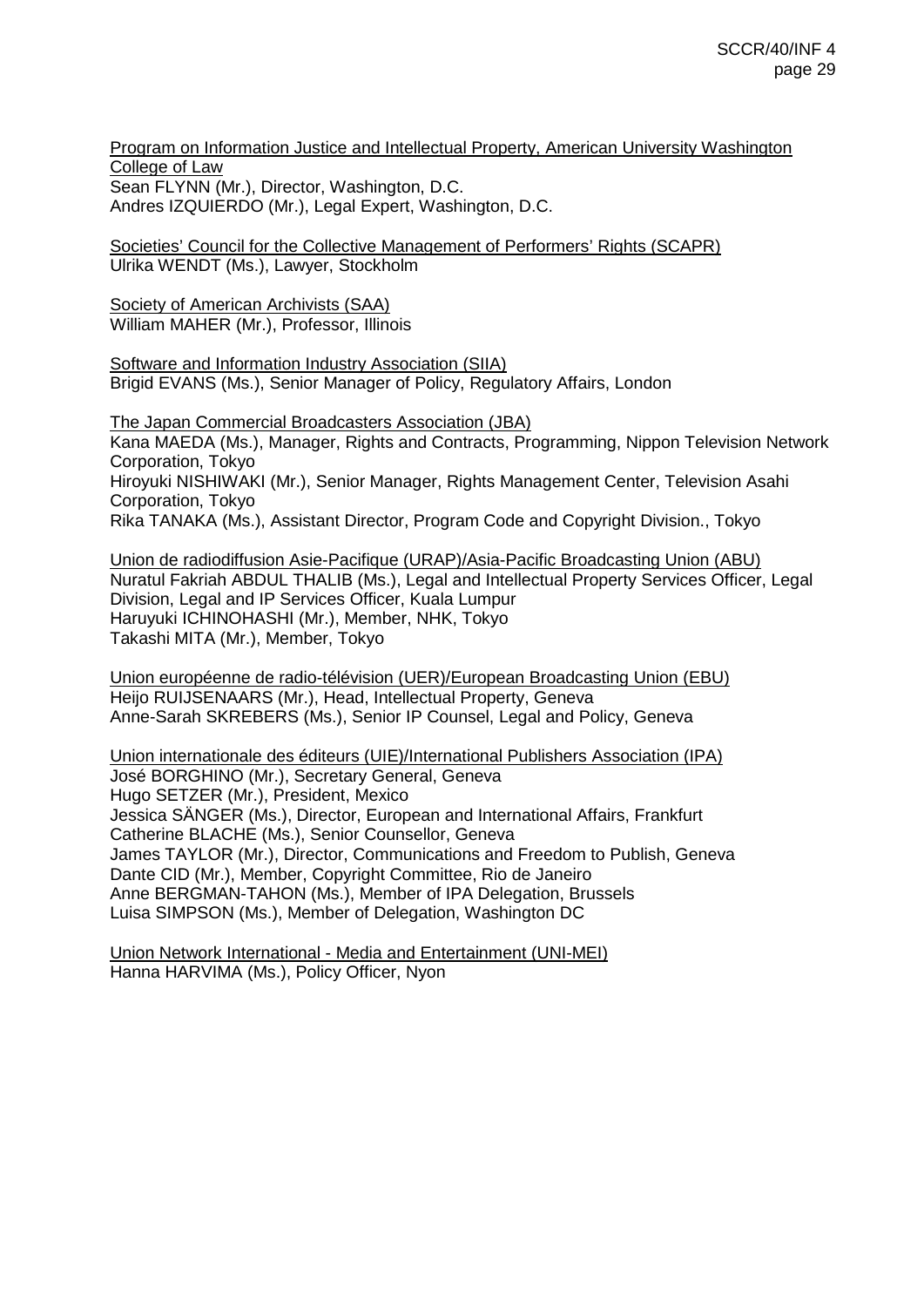<u>Program on Information Justice and Intellectual Property, American University Washington College of Law</u>
Sean FLYNN (Mr.), Director, Washington, D.C.
Andres IZQUIERDO (Mr.), Legal Expert, Washington, D.C.

<u>Societies' Council for the Collective Management of Performers' Rights (SCAPR)</u>
Ulrika WENDT (Ms.), Lawyer, Stockholm

<u>Society of American Archivists (SAA)</u>
William MAHER (Mr.), Professor, Illinois

<u>Software and Information Industry Association (SIIA)</u>
Brigid EVANS (Ms.), Senior Manager of Policy, Regulatory Affairs, London

<u>The Japan Commercial Broadcasters Association (JBA)</u>
Kana MAEDA (Ms.), Manager, Rights and Contracts, Programming, Nippon Television Network Corporation, Tokyo
Hiroyuki NISHIWAKI (Mr.), Senior Manager, Rights Management Center, Television Asahi Corporation, Tokyo
Rika TANAKA (Ms.), Assistant Director, Program Code and Copyright Division., Tokyo

<u>Union de radiodiffusion Asie-Pacifique (URAP)/Asia-Pacific Broadcasting Union (ABU)</u>
Nuratul Fakriah ABDUL THALIB (Ms.), Legal and Intellectual Property Services Officer, Legal Division, Legal and IP Services Officer, Kuala Lumpur
Haruyuki ICHINOHASHI (Mr.), Member, NHK, Tokyo
Takashi MITA (Mr.), Member, Tokyo

<u>Union européenne de radio-télévision (UER)/European Broadcasting Union (EBU)</u>
Heijo RUIJSENAARS (Mr.), Head, Intellectual Property, Geneva
Anne-Sarah SKREBERS (Ms.), Senior IP Counsel, Legal and Policy, Geneva

<u>Union internationale des éditeurs (UIE)/International Publishers Association (IPA)</u>
José BORGHINO (Mr.), Secretary General, Geneva
Hugo SETZER (Mr.), President, Mexico
Jessica SÄNGER (Ms.), Director, European and International Affairs, Frankfurt
Catherine BLACHE (Ms.), Senior Counsellor, Geneva
James TAYLOR (Mr.), Director, Communications and Freedom to Publish, Geneva
Dante CID (Mr.), Member, Copyright Committee, Rio de Janeiro
Anne BERGMAN-TAHON (Ms.), Member of IPA Delegation, Brussels
Luisa SIMPSON (Ms.), Member of Delegation, Washington DC

<u>Union Network International - Media and Entertainment (UNI-MEI)</u>
Hanna HARVIMA (Ms.), Policy Officer, Nyon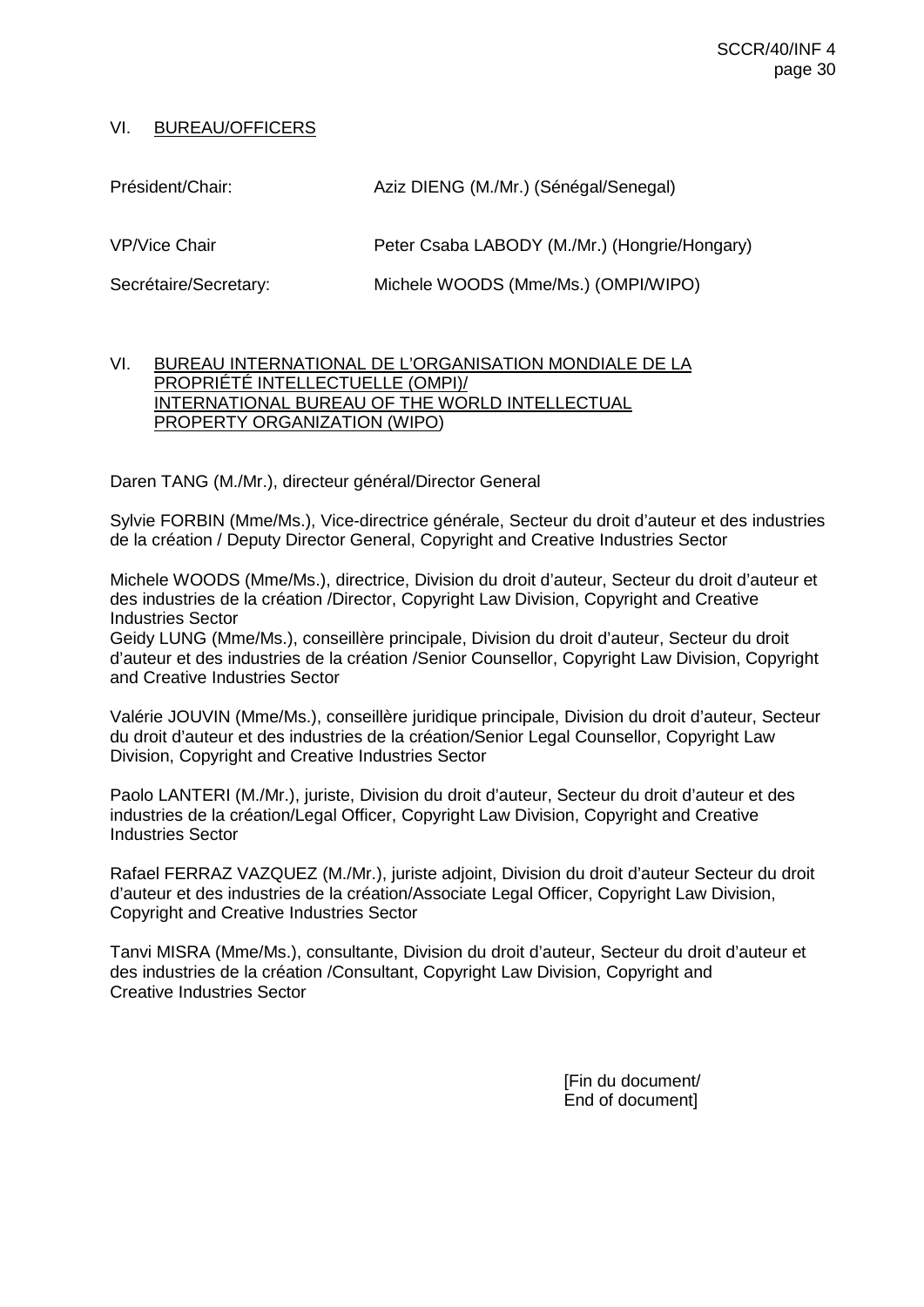## VI. BUREAU/OFFICERS

| | |
|---|---|
| Président/Chair: | Aziz DIENG (M./Mr.) (Sénégal/Senegal) |
| VP/Vice Chair | Peter Csaba LABODY (M./Mr.) (Hongrie/Hongary) |
| Secrétaire/Secretary: | Michele WOODS (Mme/Ms.) (OMPI/WIPO) |

## VI. BUREAU INTERNATIONAL DE L'ORGANISATION MONDIALE DE LA PROPRIÉTÉ INTELLECTUELLE (OMPI)/ INTERNATIONAL BUREAU OF THE WORLD INTELLECTUAL PROPERTY ORGANIZATION (WIPO)

Daren TANG (M./Mr.), directeur général/Director General

Sylvie FORBIN (Mme/Ms.), Vice-directrice générale, Secteur du droit d'auteur et des industries de la création / Deputy Director General, Copyright and Creative Industries Sector

Michele WOODS (Mme/Ms.), directrice, Division du droit d'auteur, Secteur du droit d'auteur et des industries de la création /Director, Copyright Law Division, Copyright and Creative Industries Sector
Geidy LUNG (Mme/Ms.), conseillère principale, Division du droit d'auteur, Secteur du droit d'auteur et des industries de la création /Senior Counsellor, Copyright Law Division, Copyright and Creative Industries Sector

Valérie JOUVIN (Mme/Ms.), conseillère juridique principale, Division du droit d'auteur, Secteur du droit d'auteur et des industries de la création/Senior Legal Counsellor, Copyright Law Division, Copyright and Creative Industries Sector

Paolo LANTERI (M./Mr.), juriste, Division du droit d'auteur, Secteur du droit d'auteur et des industries de la création/Legal Officer, Copyright Law Division, Copyright and Creative Industries Sector

Rafael FERRAZ VAZQUEZ (M./Mr.), juriste adjoint, Division du droit d'auteur Secteur du droit d'auteur et des industries de la création/Associate Legal Officer, Copyright Law Division, Copyright and Creative Industries Sector

Tanvi MISRA (Mme/Ms.), consultante, Division du droit d'auteur, Secteur du droit d'auteur et des industries de la création /Consultant, Copyright Law Division, Copyright and Creative Industries Sector

[Fin du document/
End of document]